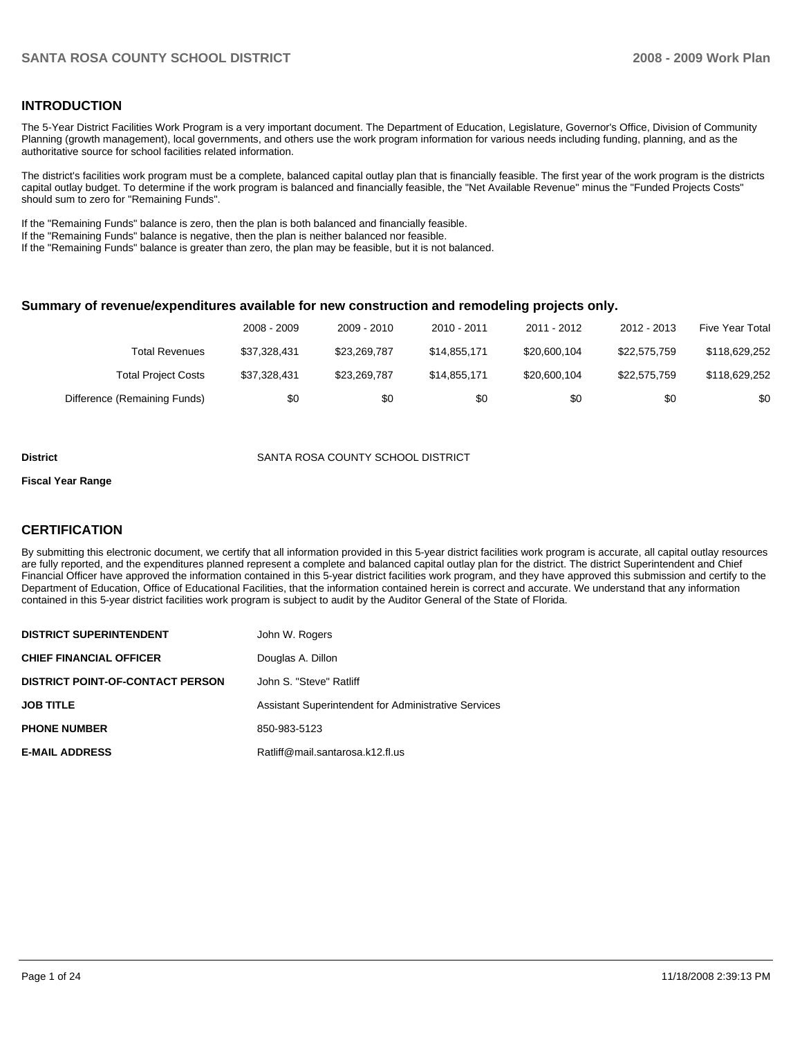## INTRODUCTION

The 5-Year District Facilities Work Program is a very important document. The Department of Education, Legislature, Governor's Office, Division of Community Planning (growth management), local governments, and others use the work program information for various needs including funding, planning, and as the authoritative source for school facilities related information.

The district's facilities work program must be a complete, balanced capital outlay plan that is financially feasible. The first year of the work program is the districts capital outlay budget. To determine if the work program is balanced and financially feasible, the "Net Available Revenue" minus the "Funded Projects Costs" should sum to zero for "Remaining Funds".

If the "Remaining Funds" balance is zero, then the plan is both balanced and financially feasible.
If the "Remaining Funds" balance is negative, then the plan is neither balanced nor feasible.
If the "Remaining Funds" balance is greater than zero, the plan may be feasible, but it is not balanced.

### Summary of revenue/expenditures available for new construction and remodeling projects only.

| | 2008 - 2009 | 2009 - 2010 | 2010 - 2011 | 2011 - 2012 | 2012 - 2013 | Five Year Total |
|---|---|---|---|---|---|---|
| Total Revenues | $37,328,431 | $23,269,787 | $14,855,171 | $20,600,104 | $22,575,759 | $118,629,252 |
| Total Project Costs | $37,328,431 | $23,269,787 | $14,855,171 | $20,600,104 | $22,575,759 | $118,629,252 |
| Difference (Remaining Funds) | $0 | $0 | $0 | $0 | $0 | $0 |

**District** SANTA ROSA COUNTY SCHOOL DISTRICT

**Fiscal Year Range**

## CERTIFICATION

By submitting this electronic document, we certify that all information provided in this 5-year district facilities work program is accurate, all capital outlay resources are fully reported, and the expenditures planned represent a complete and balanced capital outlay plan for the district. The district Superintendent and Chief Financial Officer have approved the information contained in this 5-year district facilities work program, and they have approved this submission and certify to the Department of Education, Office of Educational Facilities, that the information contained herein is correct and accurate. We understand that any information contained in this 5-year district facilities work program is subject to audit by the Auditor General of the State of Florida.

| | |
|---|---|
| **DISTRICT SUPERINTENDENT** | John W. Rogers |
| **CHIEF FINANCIAL OFFICER** | Douglas A. Dillon |
| **DISTRICT POINT-OF-CONTACT PERSON** | John S. "Steve" Ratliff |
| **JOB TITLE** | Assistant Superintendent for Administrative Services |
| **PHONE NUMBER** | 850-983-5123 |
| **E-MAIL ADDRESS** | Ratliff@mail.santarosa.k12.fl.us |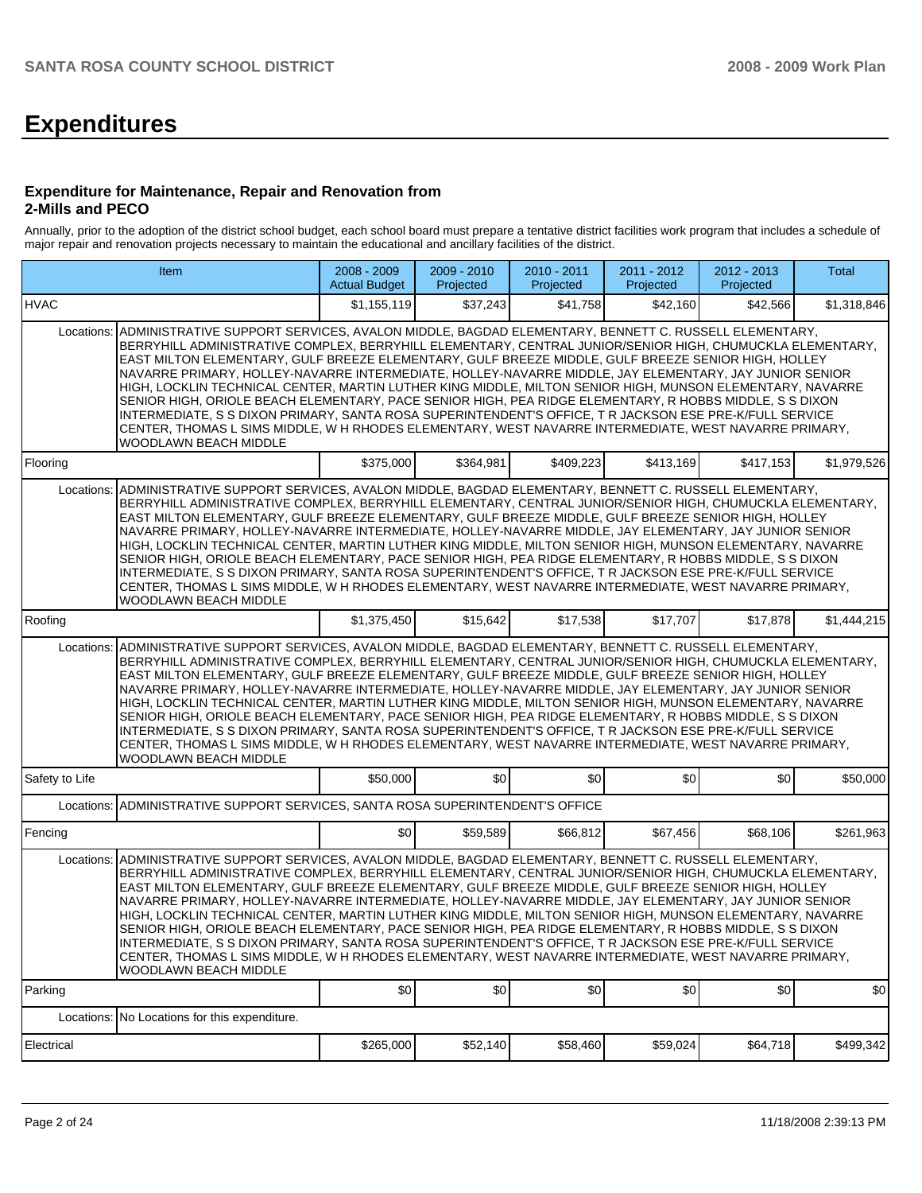# Expenditures

### Expenditure for Maintenance, Repair and Renovation from 2-Mills and PECO

Annually, prior to the adoption of the district school budget, each school board must prepare a tentative district facilities work program that includes a schedule of major repair and renovation projects necessary to maintain the educational and ancillary facilities of the district.

| Item | | 2008 - 2009 Actual Budget | 2009 - 2010 Projected | 2010 - 2011 Projected | 2011 - 2012 Projected | 2012 - 2013 Projected | Total |
|---|---|---|---|---|---|---|---|
| HVAC | | $1,155,119 | $37,243 | $41,758 | $42,160 | $42,566 | $1,318,846 |
| Locations: | ADMINISTRATIVE SUPPORT SERVICES, AVALON MIDDLE, BAGDAD ELEMENTARY, BENNETT C. RUSSELL ELEMENTARY, BERRYHILL ADMINISTRATIVE COMPLEX, BERRYHILL ELEMENTARY, CENTRAL JUNIOR/SENIOR HIGH, CHUMUCKLA ELEMENTARY, EAST MILTON ELEMENTARY, GULF BREEZE ELEMENTARY, GULF BREEZE MIDDLE, GULF BREEZE SENIOR HIGH, HOLLEY NAVARRE PRIMARY, HOLLEY-NAVARRE INTERMEDIATE, HOLLEY-NAVARRE MIDDLE, JAY ELEMENTARY, JAY JUNIOR SENIOR HIGH, LOCKLIN TECHNICAL CENTER, MARTIN LUTHER KING MIDDLE, MILTON SENIOR HIGH, MUNSON ELEMENTARY, NAVARRE SENIOR HIGH, ORIOLE BEACH ELEMENTARY, PACE SENIOR HIGH, PEA RIDGE ELEMENTARY, R HOBBS MIDDLE, S S DIXON INTERMEDIATE, S S DIXON PRIMARY, SANTA ROSA SUPERINTENDENT'S OFFICE, T R JACKSON ESE PRE-K/FULL SERVICE CENTER, THOMAS L SIMS MIDDLE, W H RHODES ELEMENTARY, WEST NAVARRE INTERMEDIATE, WEST NAVARRE PRIMARY, WOODLAWN BEACH MIDDLE | | | | | | |
| Flooring | | $375,000 | $364,981 | $409,223 | $413,169 | $417,153 | $1,979,526 |
| Locations: | ADMINISTRATIVE SUPPORT SERVICES, AVALON MIDDLE, BAGDAD ELEMENTARY, BENNETT C. RUSSELL ELEMENTARY, BERRYHILL ADMINISTRATIVE COMPLEX, BERRYHILL ELEMENTARY, CENTRAL JUNIOR/SENIOR HIGH, CHUMUCKLA ELEMENTARY, EAST MILTON ELEMENTARY, GULF BREEZE ELEMENTARY, GULF BREEZE MIDDLE, GULF BREEZE SENIOR HIGH, HOLLEY NAVARRE PRIMARY, HOLLEY-NAVARRE INTERMEDIATE, HOLLEY-NAVARRE MIDDLE, JAY ELEMENTARY, JAY JUNIOR SENIOR HIGH, LOCKLIN TECHNICAL CENTER, MARTIN LUTHER KING MIDDLE, MILTON SENIOR HIGH, MUNSON ELEMENTARY, NAVARRE SENIOR HIGH, ORIOLE BEACH ELEMENTARY, PACE SENIOR HIGH, PEA RIDGE ELEMENTARY, R HOBBS MIDDLE, S S DIXON INTERMEDIATE, S S DIXON PRIMARY, SANTA ROSA SUPERINTENDENT'S OFFICE, T R JACKSON ESE PRE-K/FULL SERVICE CENTER, THOMAS L SIMS MIDDLE, W H RHODES ELEMENTARY, WEST NAVARRE INTERMEDIATE, WEST NAVARRE PRIMARY, WOODLAWN BEACH MIDDLE | | | | | | |
| Roofing | | $1,375,450 | $15,642 | $17,538 | $17,707 | $17,878 | $1,444,215 |
| Locations: | ADMINISTRATIVE SUPPORT SERVICES, AVALON MIDDLE, BAGDAD ELEMENTARY, BENNETT C. RUSSELL ELEMENTARY, BERRYHILL ADMINISTRATIVE COMPLEX, BERRYHILL ELEMENTARY, CENTRAL JUNIOR/SENIOR HIGH, CHUMUCKLA ELEMENTARY, EAST MILTON ELEMENTARY, GULF BREEZE ELEMENTARY, GULF BREEZE MIDDLE, GULF BREEZE SENIOR HIGH, HOLLEY NAVARRE PRIMARY, HOLLEY-NAVARRE INTERMEDIATE, HOLLEY-NAVARRE MIDDLE, JAY ELEMENTARY, JAY JUNIOR SENIOR HIGH, LOCKLIN TECHNICAL CENTER, MARTIN LUTHER KING MIDDLE, MILTON SENIOR HIGH, MUNSON ELEMENTARY, NAVARRE SENIOR HIGH, ORIOLE BEACH ELEMENTARY, PACE SENIOR HIGH, PEA RIDGE ELEMENTARY, R HOBBS MIDDLE, S S DIXON INTERMEDIATE, S S DIXON PRIMARY, SANTA ROSA SUPERINTENDENT'S OFFICE, T R JACKSON ESE PRE-K/FULL SERVICE CENTER, THOMAS L SIMS MIDDLE, W H RHODES ELEMENTARY, WEST NAVARRE INTERMEDIATE, WEST NAVARRE PRIMARY, WOODLAWN BEACH MIDDLE | | | | | | |
| Safety to Life | | $50,000 | $0 | $0 | $0 | $0 | $50,000 |
| Locations: | ADMINISTRATIVE SUPPORT SERVICES, SANTA ROSA SUPERINTENDENT'S OFFICE | | | | | | |
| Fencing | | $0 | $59,589 | $66,812 | $67,456 | $68,106 | $261,963 |
| Locations: | ADMINISTRATIVE SUPPORT SERVICES, AVALON MIDDLE, BAGDAD ELEMENTARY, BENNETT C. RUSSELL ELEMENTARY, BERRYHILL ADMINISTRATIVE COMPLEX, BERRYHILL ELEMENTARY, CENTRAL JUNIOR/SENIOR HIGH, CHUMUCKLA ELEMENTARY, EAST MILTON ELEMENTARY, GULF BREEZE ELEMENTARY, GULF BREEZE MIDDLE, GULF BREEZE SENIOR HIGH, HOLLEY NAVARRE PRIMARY, HOLLEY-NAVARRE INTERMEDIATE, HOLLEY-NAVARRE MIDDLE, JAY ELEMENTARY, JAY JUNIOR SENIOR HIGH, LOCKLIN TECHNICAL CENTER, MARTIN LUTHER KING MIDDLE, MILTON SENIOR HIGH, MUNSON ELEMENTARY, NAVARRE SENIOR HIGH, ORIOLE BEACH ELEMENTARY, PACE SENIOR HIGH, PEA RIDGE ELEMENTARY, R HOBBS MIDDLE, S S DIXON INTERMEDIATE, S S DIXON PRIMARY, SANTA ROSA SUPERINTENDENT'S OFFICE, T R JACKSON ESE PRE-K/FULL SERVICE CENTER, THOMAS L SIMS MIDDLE, W H RHODES ELEMENTARY, WEST NAVARRE INTERMEDIATE, WEST NAVARRE PRIMARY, WOODLAWN BEACH MIDDLE | | | | | | |
| Parking | | $0 | $0 | $0 | $0 | $0 | $0 |
| Locations: | No Locations for this expenditure. | | | | | | |
| Electrical | | $265,000 | $52,140 | $58,460 | $59,024 | $64,718 | $499,342 |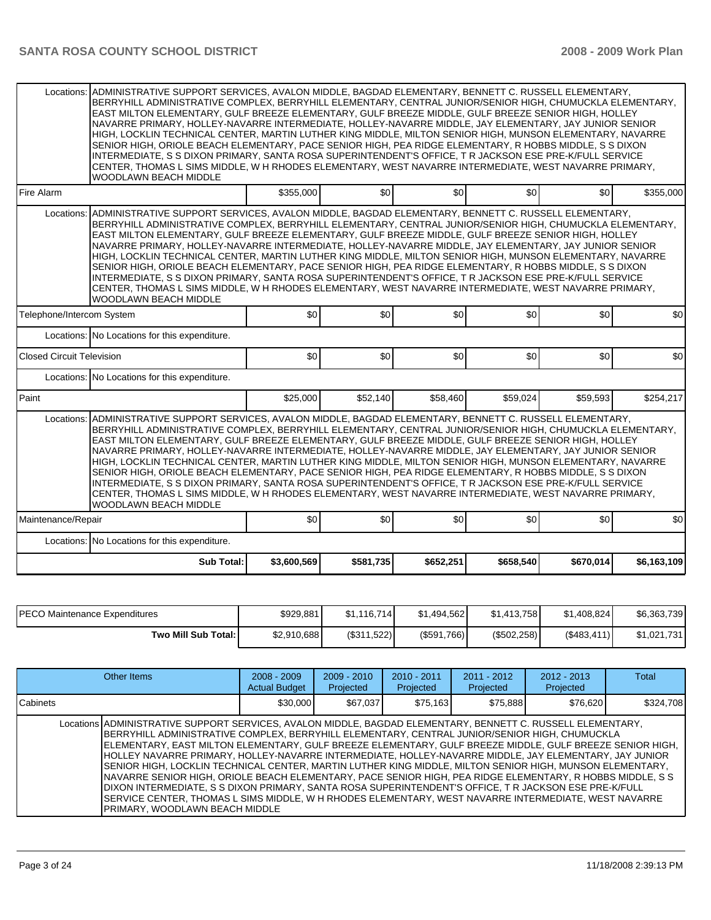| | | | | | | |
|---|---|---|---|---|---|---|
| Locations: | ADMINISTRATIVE SUPPORT SERVICES, AVALON MIDDLE, BAGDAD ELEMENTARY, BENNETT C. RUSSELL ELEMENTARY, BERRYHILL ADMINISTRATIVE COMPLEX, BERRYHILL ELEMENTARY, CENTRAL JUNIOR/SENIOR HIGH, CHUMUCKLA ELEMENTARY, EAST MILTON ELEMENTARY, GULF BREEZE ELEMENTARY, GULF BREEZE MIDDLE, GULF BREEZE SENIOR HIGH, HOLLEY NAVARRE PRIMARY, HOLLEY-NAVARRE INTERMEDIATE, HOLLEY-NAVARRE MIDDLE, JAY ELEMENTARY, JAY JUNIOR SENIOR HIGH, LOCKLIN TECHNICAL CENTER, MARTIN LUTHER KING MIDDLE, MILTON SENIOR HIGH, MUNSON ELEMENTARY, NAVARRE SENIOR HIGH, ORIOLE BEACH ELEMENTARY, PACE SENIOR HIGH, PEA RIDGE ELEMENTARY, R HOBBS MIDDLE, S S DIXON INTERMEDIATE, S S DIXON PRIMARY, SANTA ROSA SUPERINTENDENT'S OFFICE, T R JACKSON ESE PRE-K/FULL SERVICE CENTER, THOMAS L SIMS MIDDLE, W H RHODES ELEMENTARY, WEST NAVARRE INTERMEDIATE, WEST NAVARRE PRIMARY, WOODLAWN BEACH MIDDLE | | | | | |
| Fire Alarm | | $355,000 | $0 | $0 | $0 | $0 | $355,000 |
| Locations: | ADMINISTRATIVE SUPPORT SERVICES, AVALON MIDDLE, BAGDAD ELEMENTARY, BENNETT C. RUSSELL ELEMENTARY, BERRYHILL ADMINISTRATIVE COMPLEX, BERRYHILL ELEMENTARY, CENTRAL JUNIOR/SENIOR HIGH, CHUMUCKLA ELEMENTARY, EAST MILTON ELEMENTARY, GULF BREEZE ELEMENTARY, GULF BREEZE MIDDLE, GULF BREEZE SENIOR HIGH, HOLLEY NAVARRE PRIMARY, HOLLEY-NAVARRE INTERMEDIATE, HOLLEY-NAVARRE MIDDLE, JAY ELEMENTARY, JAY JUNIOR SENIOR HIGH, LOCKLIN TECHNICAL CENTER, MARTIN LUTHER KING MIDDLE, MILTON SENIOR HIGH, MUNSON ELEMENTARY, NAVARRE SENIOR HIGH, ORIOLE BEACH ELEMENTARY, PACE SENIOR HIGH, PEA RIDGE ELEMENTARY, R HOBBS MIDDLE, S S DIXON INTERMEDIATE, S S DIXON PRIMARY, SANTA ROSA SUPERINTENDENT'S OFFICE, T R JACKSON ESE PRE-K/FULL SERVICE CENTER, THOMAS L SIMS MIDDLE, W H RHODES ELEMENTARY, WEST NAVARRE INTERMEDIATE, WEST NAVARRE PRIMARY, WOODLAWN BEACH MIDDLE | | | | | |
| Telephone/Intercom System | | $0 | $0 | $0 | $0 | $0 | $0 |
| Locations: | No Locations for this expenditure. | | | | | | |
| Closed Circuit Television | | $0 | $0 | $0 | $0 | $0 | $0 |
| Locations: | No Locations for this expenditure. | | | | | | |
| Paint | | $25,000 | $52,140 | $58,460 | $59,024 | $59,593 | $254,217 |
| Locations: | ADMINISTRATIVE SUPPORT SERVICES, AVALON MIDDLE, BAGDAD ELEMENTARY, BENNETT C. RUSSELL ELEMENTARY, BERRYHILL ADMINISTRATIVE COMPLEX, BERRYHILL ELEMENTARY, CENTRAL JUNIOR/SENIOR HIGH, CHUMUCKLA ELEMENTARY, EAST MILTON ELEMENTARY, GULF BREEZE ELEMENTARY, GULF BREEZE MIDDLE, GULF BREEZE SENIOR HIGH, HOLLEY NAVARRE PRIMARY, HOLLEY-NAVARRE INTERMEDIATE, HOLLEY-NAVARRE MIDDLE, JAY ELEMENTARY, JAY JUNIOR SENIOR HIGH, LOCKLIN TECHNICAL CENTER, MARTIN LUTHER KING MIDDLE, MILTON SENIOR HIGH, MUNSON ELEMENTARY, NAVARRE SENIOR HIGH, ORIOLE BEACH ELEMENTARY, PACE SENIOR HIGH, PEA RIDGE ELEMENTARY, R HOBBS MIDDLE, S S DIXON INTERMEDIATE, S S DIXON PRIMARY, SANTA ROSA SUPERINTENDENT'S OFFICE, T R JACKSON ESE PRE-K/FULL SERVICE CENTER, THOMAS L SIMS MIDDLE, W H RHODES ELEMENTARY, WEST NAVARRE INTERMEDIATE, WEST NAVARRE PRIMARY, WOODLAWN BEACH MIDDLE | | | | | |
| Maintenance/Repair | | $0 | $0 | $0 | $0 | $0 | $0 |
| Locations: | No Locations for this expenditure. | | | | | | |
| | **Sub Total:** | **$3,600,569** | **$581,735** | **$652,251** | **$658,540** | **$670,014** | **$6,163,109** |

| | | | | | | |
|---|---|---|---|---|---|---|
| PECO Maintenance Expenditures | $929,881 | $1,116,714 | $1,494,562 | $1,413,758 | $1,408,824 | $6,363,739 |
| **Two Mill Sub Total:** | $2,910,688 | ($311,522) | ($591,766) | ($502,258) | ($483,411) | $1,021,731 |

| Other Items | | 2008 - 2009 Actual Budget | 2009 - 2010 Projected | 2010 - 2011 Projected | 2011 - 2012 Projected | 2012 - 2013 Projected | Total |
|---|---|---|---|---|---|---|---|
| Cabinets | | $30,000 | $67,037 | $75,163 | $75,888 | $76,620 | $324,708 |
| Locations | ADMINISTRATIVE SUPPORT SERVICES, AVALON MIDDLE, BAGDAD ELEMENTARY, BENNETT C. RUSSELL ELEMENTARY, BERRYHILL ADMINISTRATIVE COMPLEX, BERRYHILL ELEMENTARY, CENTRAL JUNIOR/SENIOR HIGH, CHUMUCKLA ELEMENTARY, EAST MILTON ELEMENTARY, GULF BREEZE ELEMENTARY, GULF BREEZE MIDDLE, GULF BREEZE SENIOR HIGH, HOLLEY NAVARRE PRIMARY, HOLLEY-NAVARRE INTERMEDIATE, HOLLEY-NAVARRE MIDDLE, JAY ELEMENTARY, JAY JUNIOR SENIOR HIGH, LOCKLIN TECHNICAL CENTER, MARTIN LUTHER KING MIDDLE, MILTON SENIOR HIGH, MUNSON ELEMENTARY, NAVARRE SENIOR HIGH, ORIOLE BEACH ELEMENTARY, PACE SENIOR HIGH, PEA RIDGE ELEMENTARY, R HOBBS MIDDLE, S S DIXON INTERMEDIATE, S S DIXON PRIMARY, SANTA ROSA SUPERINTENDENT'S OFFICE, T R JACKSON ESE PRE-K/FULL SERVICE CENTER, THOMAS L SIMS MIDDLE, W H RHODES ELEMENTARY, WEST NAVARRE INTERMEDIATE, WEST NAVARRE PRIMARY, WOODLAWN BEACH MIDDLE | | | | | | |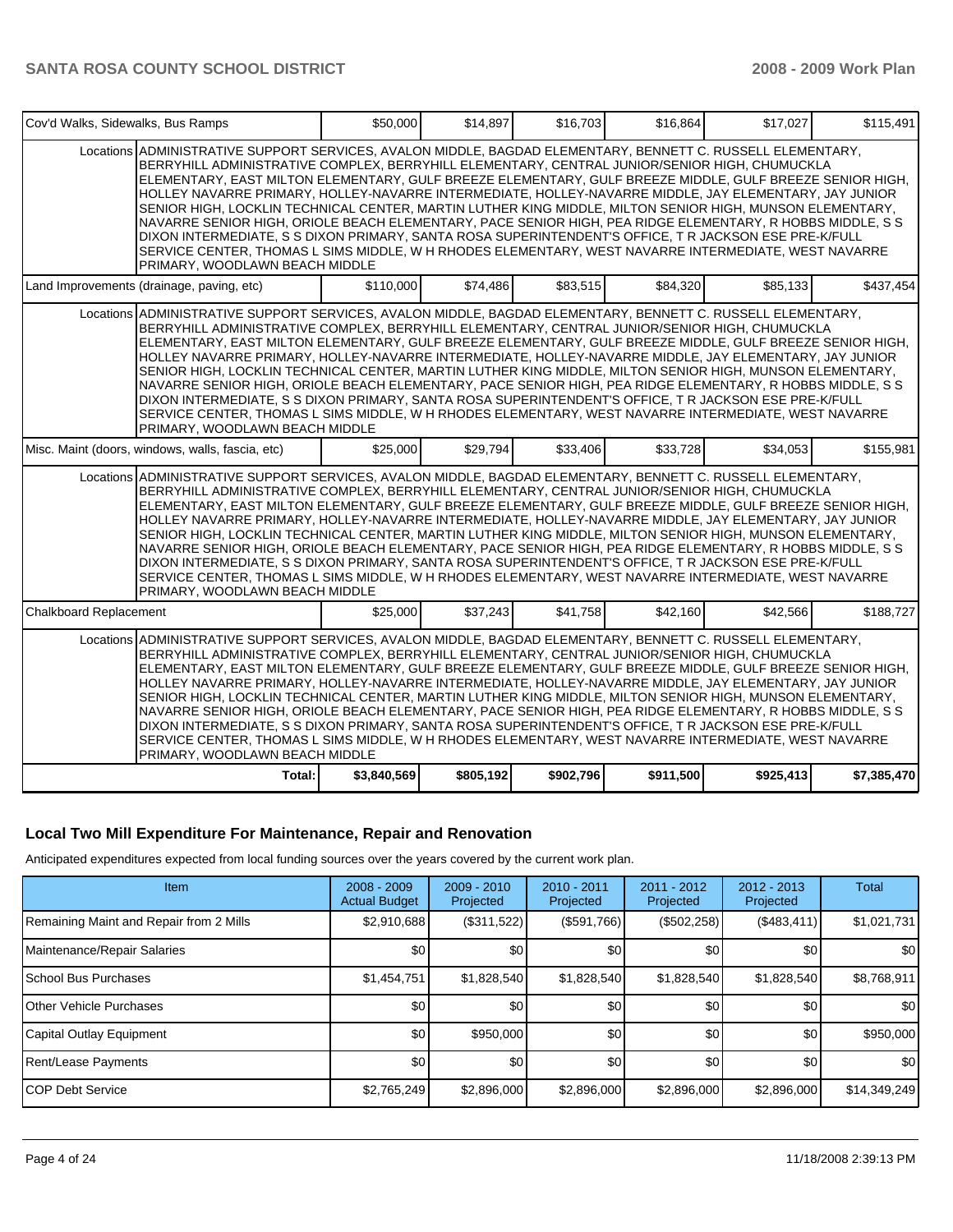| Cov'd Walks, Sidewalks, Bus Ramps | | $50,000 | $14,897 | $16,703 | $16,864 | $17,027 | $115,491 |
|---|---|---|---|---|---|---|---|
| | Locations | ADMINISTRATIVE SUPPORT SERVICES, AVALON MIDDLE, BAGDAD ELEMENTARY, BENNETT C. RUSSELL ELEMENTARY, BERRYHILL ADMINISTRATIVE COMPLEX, BERRYHILL ELEMENTARY, CENTRAL JUNIOR/SENIOR HIGH, CHUMUCKLA ELEMENTARY, EAST MILTON ELEMENTARY, GULF BREEZE ELEMENTARY, GULF BREEZE MIDDLE, GULF BREEZE SENIOR HIGH, HOLLEY NAVARRE PRIMARY, HOLLEY-NAVARRE INTERMEDIATE, HOLLEY-NAVARRE MIDDLE, JAY ELEMENTARY, JAY JUNIOR SENIOR HIGH, LOCKLIN TECHNICAL CENTER, MARTIN LUTHER KING MIDDLE, MILTON SENIOR HIGH, MUNSON ELEMENTARY, NAVARRE SENIOR HIGH, ORIOLE BEACH ELEMENTARY, PACE SENIOR HIGH, PEA RIDGE ELEMENTARY, R HOBBS MIDDLE, S S DIXON INTERMEDIATE, S S DIXON PRIMARY, SANTA ROSA SUPERINTENDENT'S OFFICE, T R JACKSON ESE PRE-K/FULL SERVICE CENTER, THOMAS L SIMS MIDDLE, W H RHODES ELEMENTARY, WEST NAVARRE INTERMEDIATE, WEST NAVARRE PRIMARY, WOODLAWN BEACH MIDDLE | | | | | |
| Land Improvements (drainage, paving, etc) | | $110,000 | $74,486 | $83,515 | $84,320 | $85,133 | $437,454 |
| | Locations | ADMINISTRATIVE SUPPORT SERVICES, AVALON MIDDLE, BAGDAD ELEMENTARY, BENNETT C. RUSSELL ELEMENTARY, BERRYHILL ADMINISTRATIVE COMPLEX, BERRYHILL ELEMENTARY, CENTRAL JUNIOR/SENIOR HIGH, CHUMUCKLA ELEMENTARY, EAST MILTON ELEMENTARY, GULF BREEZE ELEMENTARY, GULF BREEZE MIDDLE, GULF BREEZE SENIOR HIGH, HOLLEY NAVARRE PRIMARY, HOLLEY-NAVARRE INTERMEDIATE, HOLLEY-NAVARRE MIDDLE, JAY ELEMENTARY, JAY JUNIOR SENIOR HIGH, LOCKLIN TECHNICAL CENTER, MARTIN LUTHER KING MIDDLE, MILTON SENIOR HIGH, MUNSON ELEMENTARY, NAVARRE SENIOR HIGH, ORIOLE BEACH ELEMENTARY, PACE SENIOR HIGH, PEA RIDGE ELEMENTARY, R HOBBS MIDDLE, S S DIXON INTERMEDIATE, S S DIXON PRIMARY, SANTA ROSA SUPERINTENDENT'S OFFICE, T R JACKSON ESE PRE-K/FULL SERVICE CENTER, THOMAS L SIMS MIDDLE, W H RHODES ELEMENTARY, WEST NAVARRE INTERMEDIATE, WEST NAVARRE PRIMARY, WOODLAWN BEACH MIDDLE | | | | | |
| Misc. Maint (doors, windows, walls, fascia, etc) | | $25,000 | $29,794 | $33,406 | $33,728 | $34,053 | $155,981 |
| | Locations | ADMINISTRATIVE SUPPORT SERVICES, AVALON MIDDLE, BAGDAD ELEMENTARY, BENNETT C. RUSSELL ELEMENTARY, BERRYHILL ADMINISTRATIVE COMPLEX, BERRYHILL ELEMENTARY, CENTRAL JUNIOR/SENIOR HIGH, CHUMUCKLA ELEMENTARY, EAST MILTON ELEMENTARY, GULF BREEZE ELEMENTARY, GULF BREEZE MIDDLE, GULF BREEZE SENIOR HIGH, HOLLEY NAVARRE PRIMARY, HOLLEY-NAVARRE INTERMEDIATE, HOLLEY-NAVARRE MIDDLE, JAY ELEMENTARY, JAY JUNIOR SENIOR HIGH, LOCKLIN TECHNICAL CENTER, MARTIN LUTHER KING MIDDLE, MILTON SENIOR HIGH, MUNSON ELEMENTARY, NAVARRE SENIOR HIGH, ORIOLE BEACH ELEMENTARY, PACE SENIOR HIGH, PEA RIDGE ELEMENTARY, R HOBBS MIDDLE, S S DIXON INTERMEDIATE, S S DIXON PRIMARY, SANTA ROSA SUPERINTENDENT'S OFFICE, T R JACKSON ESE PRE-K/FULL SERVICE CENTER, THOMAS L SIMS MIDDLE, W H RHODES ELEMENTARY, WEST NAVARRE INTERMEDIATE, WEST NAVARRE PRIMARY, WOODLAWN BEACH MIDDLE | | | | | |
| Chalkboard Replacement | | $25,000 | $37,243 | $41,758 | $42,160 | $42,566 | $188,727 |
| | Locations | ADMINISTRATIVE SUPPORT SERVICES, AVALON MIDDLE, BAGDAD ELEMENTARY, BENNETT C. RUSSELL ELEMENTARY, BERRYHILL ADMINISTRATIVE COMPLEX, BERRYHILL ELEMENTARY, CENTRAL JUNIOR/SENIOR HIGH, CHUMUCKLA ELEMENTARY, EAST MILTON ELEMENTARY, GULF BREEZE ELEMENTARY, GULF BREEZE MIDDLE, GULF BREEZE SENIOR HIGH, HOLLEY NAVARRE PRIMARY, HOLLEY-NAVARRE INTERMEDIATE, HOLLEY-NAVARRE MIDDLE, JAY ELEMENTARY, JAY JUNIOR SENIOR HIGH, LOCKLIN TECHNICAL CENTER, MARTIN LUTHER KING MIDDLE, MILTON SENIOR HIGH, MUNSON ELEMENTARY, NAVARRE SENIOR HIGH, ORIOLE BEACH ELEMENTARY, PACE SENIOR HIGH, PEA RIDGE ELEMENTARY, R HOBBS MIDDLE, S S DIXON INTERMEDIATE, S S DIXON PRIMARY, SANTA ROSA SUPERINTENDENT'S OFFICE, T R JACKSON ESE PRE-K/FULL SERVICE CENTER, THOMAS L SIMS MIDDLE, W H RHODES ELEMENTARY, WEST NAVARRE INTERMEDIATE, WEST NAVARRE PRIMARY, WOODLAWN BEACH MIDDLE | | | | | |
| | Total: | $3,840,569 | $805,192 | $902,796 | $911,500 | $925,413 | $7,385,470 |

## Local Two Mill Expenditure For Maintenance, Repair and Renovation

Anticipated expenditures expected from local funding sources over the years covered by the current work plan.

| Item | 2008 - 2009 Actual Budget | 2009 - 2010 Projected | 2010 - 2011 Projected | 2011 - 2012 Projected | 2012 - 2013 Projected | Total |
|---|---|---|---|---|---|---|
| Remaining Maint and Repair from 2 Mills | $2,910,688 | ($311,522) | ($591,766) | ($502,258) | ($483,411) | $1,021,731 |
| Maintenance/Repair Salaries | $0 | $0 | $0 | $0 | $0 | $0 |
| School Bus Purchases | $1,454,751 | $1,828,540 | $1,828,540 | $1,828,540 | $1,828,540 | $8,768,911 |
| Other Vehicle Purchases | $0 | $0 | $0 | $0 | $0 | $0 |
| Capital Outlay Equipment | $0 | $950,000 | $0 | $0 | $0 | $950,000 |
| Rent/Lease Payments | $0 | $0 | $0 | $0 | $0 | $0 |
| COP Debt Service | $2,765,249 | $2,896,000 | $2,896,000 | $2,896,000 | $2,896,000 | $14,349,249 |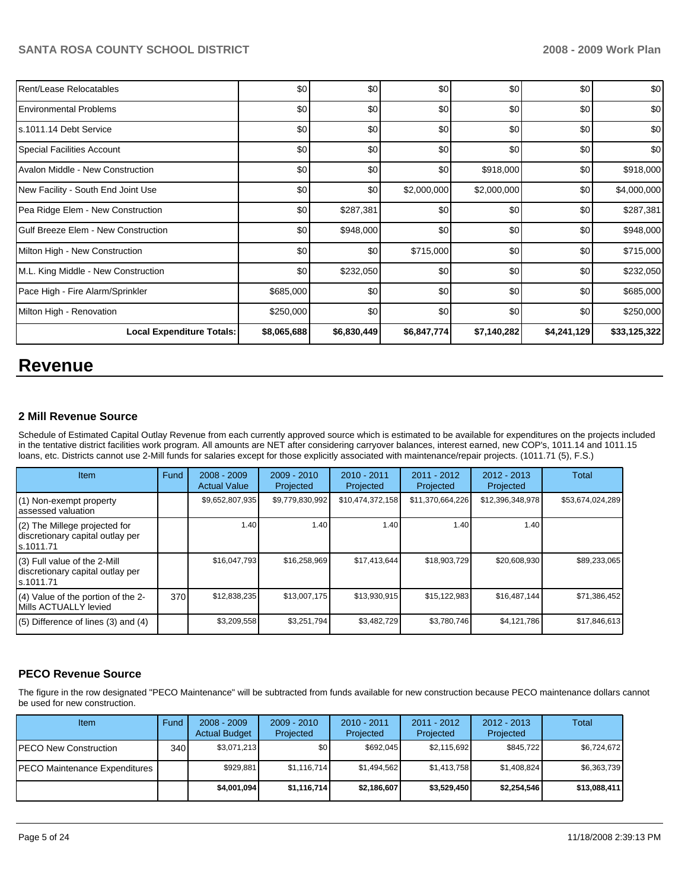| | | | | | | |
|---|---|---|---|---|---|---|
| Rent/Lease Relocatables | $0 | $0 | $0 | $0 | $0 | $0 |
| Environmental Problems | $0 | $0 | $0 | $0 | $0 | $0 |
| s.1011.14 Debt Service | $0 | $0 | $0 | $0 | $0 | $0 |
| Special Facilities Account | $0 | $0 | $0 | $0 | $0 | $0 |
| Avalon Middle - New Construction | $0 | $0 | $0 | $918,000 | $0 | $918,000 |
| New Facility - South End Joint Use | $0 | $0 | $2,000,000 | $2,000,000 | $0 | $4,000,000 |
| Pea Ridge Elem - New Construction | $0 | $287,381 | $0 | $0 | $0 | $287,381 |
| Gulf Breeze Elem - New Construction | $0 | $948,000 | $0 | $0 | $0 | $948,000 |
| Milton High - New Construction | $0 | $0 | $715,000 | $0 | $0 | $715,000 |
| M.L. King Middle - New Construction | $0 | $232,050 | $0 | $0 | $0 | $232,050 |
| Pace High - Fire Alarm/Sprinkler | $685,000 | $0 | $0 | $0 | $0 | $685,000 |
| Milton High - Renovation | $250,000 | $0 | $0 | $0 | $0 | $250,000 |
| **Local Expenditure Totals:** | **$8,065,688** | **$6,830,449** | **$6,847,774** | **$7,140,282** | **$4,241,129** | **$33,125,322** |

# Revenue

### 2 Mill Revenue Source

Schedule of Estimated Capital Outlay Revenue from each currently approved source which is estimated to be available for expenditures on the projects included in the tentative district facilities work program. All amounts are NET after considering carryover balances, interest earned, new COP's, 1011.14 and 1011.15 loans, etc. Districts cannot use 2-Mill funds for salaries except for those explicitly associated with maintenance/repair projects. (1011.71 (5), F.S.)

| Item | Fund | 2008 - 2009 Actual Value | 2009 - 2010 Projected | 2010 - 2011 Projected | 2011 - 2012 Projected | 2012 - 2013 Projected | Total |
|---|---|---|---|---|---|---|---|
| (1) Non-exempt property assessed valuation | | $9,652,807,935 | $9,779,830,992 | $10,474,372,158 | $11,370,664,226 | $12,396,348,978 | $53,674,024,289 |
| (2) The Millege projected for discretionary capital outlay per s.1011.71 | | 1.40 | 1.40 | 1.40 | 1.40 | 1.40 | |
| (3) Full value of the 2-Mill discretionary capital outlay per s.1011.71 | | $16,047,793 | $16,258,969 | $17,413,644 | $18,903,729 | $20,608,930 | $89,233,065 |
| (4) Value of the portion of the 2-Mills ACTUALLY levied | 370 | $12,838,235 | $13,007,175 | $13,930,915 | $15,122,983 | $16,487,144 | $71,386,452 |
| (5) Difference of lines (3) and (4) | | $3,209,558 | $3,251,794 | $3,482,729 | $3,780,746 | $4,121,786 | $17,846,613 |

### PECO Revenue Source

The figure in the row designated "PECO Maintenance" will be subtracted from funds available for new construction because PECO maintenance dollars cannot be used for new construction.

| Item | Fund | 2008 - 2009 Actual Budget | 2009 - 2010 Projected | 2010 - 2011 Projected | 2011 - 2012 Projected | 2012 - 2013 Projected | Total |
|---|---|---|---|---|---|---|---|
| PECO New Construction | 340 | $3,071,213 | $0 | $692,045 | $2,115,692 | $845,722 | $6,724,672 |
| PECO Maintenance Expenditures | | $929,881 | $1,116,714 | $1,494,562 | $1,413,758 | $1,408,824 | $6,363,739 |
| | | **$4,001,094** | **$1,116,714** | **$2,186,607** | **$3,529,450** | **$2,254,546** | **$13,088,411** |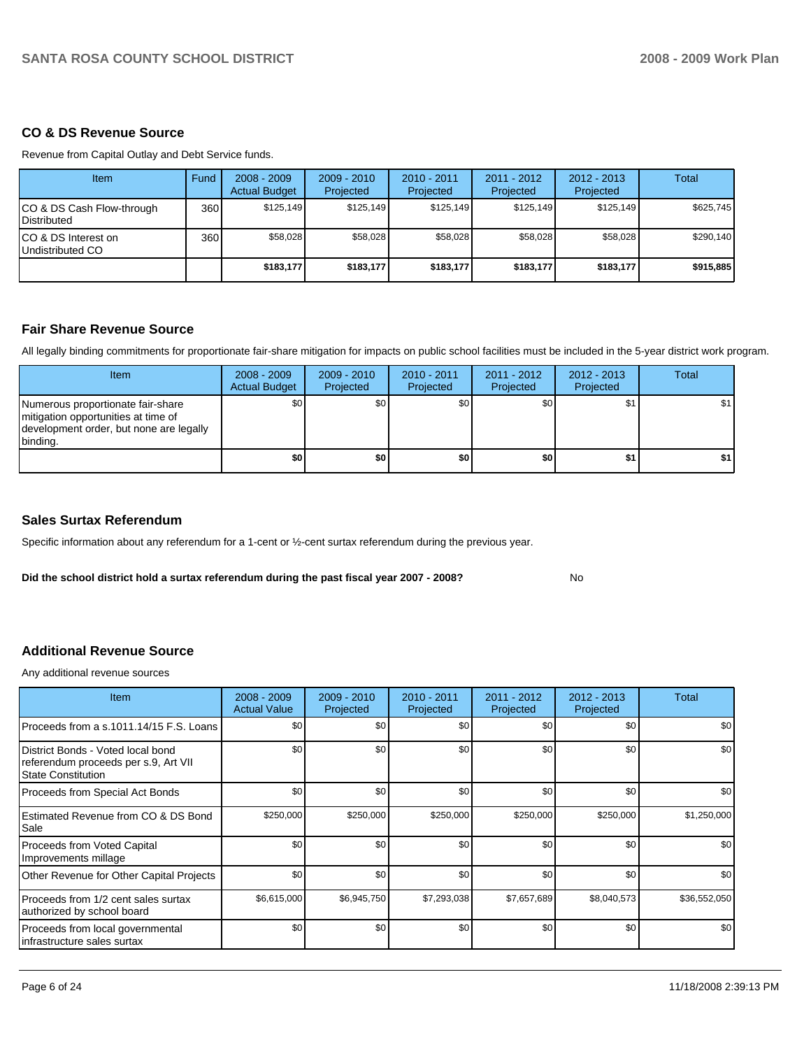## CO & DS Revenue Source

Revenue from Capital Outlay and Debt Service funds.

| Item | Fund | 2008 - 2009 Actual Budget | 2009 - 2010 Projected | 2010 - 2011 Projected | 2011 - 2012 Projected | 2012 - 2013 Projected | Total |
|---|---|---|---|---|---|---|---|
| CO & DS Cash Flow-through Distributed | 360 | $125,149 | $125,149 | $125,149 | $125,149 | $125,149 | $625,745 |
| CO & DS Interest on Undistributed CO | 360 | $58,028 | $58,028 | $58,028 | $58,028 | $58,028 | $290,140 |
| | | **$183,177** | **$183,177** | **$183,177** | **$183,177** | **$183,177** | **$915,885** |

## Fair Share Revenue Source

All legally binding commitments for proportionate fair-share mitigation for impacts on public school facilities must be included in the 5-year district work program.

| Item | 2008 - 2009 Actual Budget | 2009 - 2010 Projected | 2010 - 2011 Projected | 2011 - 2012 Projected | 2012 - 2013 Projected | Total |
|---|---|---|---|---|---|---|
| Numerous proportionate fair-share mitigation opportunities at time of development order, but none are legally binding. | $0 | $0 | $0 | $0 | $1 | $1 |
| | **$0** | **$0** | **$0** | **$0** | **$1** | **$1** |

## Sales Surtax Referendum

Specific information about any referendum for a 1-cent or ½-cent surtax referendum during the previous year.

**Did the school district hold a surtax referendum during the past fiscal year 2007 - 2008?** No

## Additional Revenue Source

Any additional revenue sources

| Item | 2008 - 2009 Actual Value | 2009 - 2010 Projected | 2010 - 2011 Projected | 2011 - 2012 Projected | 2012 - 2013 Projected | Total |
|---|---|---|---|---|---|---|
| Proceeds from a s.1011.14/15 F.S. Loans | $0 | $0 | $0 | $0 | $0 | $0 |
| District Bonds - Voted local bond referendum proceeds per s.9, Art VII State Constitution | $0 | $0 | $0 | $0 | $0 | $0 |
| Proceeds from Special Act Bonds | $0 | $0 | $0 | $0 | $0 | $0 |
| Estimated Revenue from CO & DS Bond Sale | $250,000 | $250,000 | $250,000 | $250,000 | $250,000 | $1,250,000 |
| Proceeds from Voted Capital Improvements millage | $0 | $0 | $0 | $0 | $0 | $0 |
| Other Revenue for Other Capital Projects | $0 | $0 | $0 | $0 | $0 | $0 |
| Proceeds from 1/2 cent sales surtax authorized by school board | $6,615,000 | $6,945,750 | $7,293,038 | $7,657,689 | $8,040,573 | $36,552,050 |
| Proceeds from local governmental infrastructure sales surtax | $0 | $0 | $0 | $0 | $0 | $0 |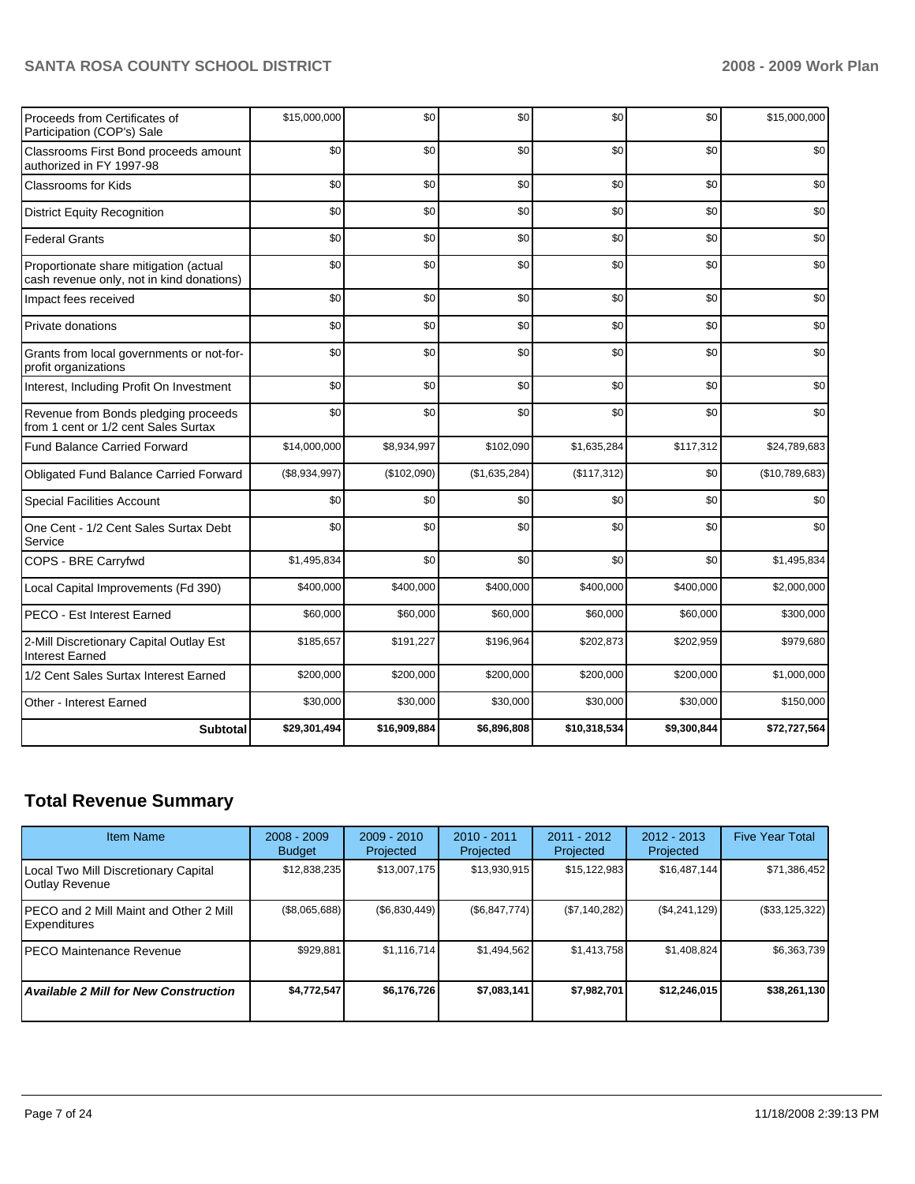| | | | | | | |
|---|---|---|---|---|---|---|
| Proceeds from Certificates of Participation (COP's) Sale | $15,000,000 | $0 | $0 | $0 | $0 | $15,000,000 |
| Classrooms First Bond proceeds amount authorized in FY 1997-98 | $0 | $0 | $0 | $0 | $0 | $0 |
| Classrooms for Kids | $0 | $0 | $0 | $0 | $0 | $0 |
| District Equity Recognition | $0 | $0 | $0 | $0 | $0 | $0 |
| Federal Grants | $0 | $0 | $0 | $0 | $0 | $0 |
| Proportionate share mitigation (actual cash revenue only, not in kind donations) | $0 | $0 | $0 | $0 | $0 | $0 |
| Impact fees received | $0 | $0 | $0 | $0 | $0 | $0 |
| Private donations | $0 | $0 | $0 | $0 | $0 | $0 |
| Grants from local governments or not-for-profit organizations | $0 | $0 | $0 | $0 | $0 | $0 |
| Interest, Including Profit On Investment | $0 | $0 | $0 | $0 | $0 | $0 |
| Revenue from Bonds pledging proceeds from 1 cent or 1/2 cent Sales Surtax | $0 | $0 | $0 | $0 | $0 | $0 |
| Fund Balance Carried Forward | $14,000,000 | $8,934,997 | $102,090 | $1,635,284 | $117,312 | $24,789,683 |
| Obligated Fund Balance Carried Forward | ($8,934,997) | ($102,090) | ($1,635,284) | ($117,312) | $0 | ($10,789,683) |
| Special Facilities Account | $0 | $0 | $0 | $0 | $0 | $0 |
| One Cent - 1/2 Cent Sales Surtax Debt Service | $0 | $0 | $0 | $0 | $0 | $0 |
| COPS - BRE Carryfwd | $1,495,834 | $0 | $0 | $0 | $0 | $1,495,834 |
| Local Capital Improvements (Fd 390) | $400,000 | $400,000 | $400,000 | $400,000 | $400,000 | $2,000,000 |
| PECO - Est Interest Earned | $60,000 | $60,000 | $60,000 | $60,000 | $60,000 | $300,000 |
| 2-Mill Discretionary Capital Outlay Est Interest Earned | $185,657 | $191,227 | $196,964 | $202,873 | $202,959 | $979,680 |
| 1/2 Cent Sales Surtax Interest Earned | $200,000 | $200,000 | $200,000 | $200,000 | $200,000 | $1,000,000 |
| Other - Interest Earned | $30,000 | $30,000 | $30,000 | $30,000 | $30,000 | $150,000 |
| **Subtotal** | **$29,301,494** | **$16,909,884** | **$6,896,808** | **$10,318,534** | **$9,300,844** | **$72,727,564** |

## Total Revenue Summary

| Item Name | 2008 - 2009 Budget | 2009 - 2010 Projected | 2010 - 2011 Projected | 2011 - 2012 Projected | 2012 - 2013 Projected | Five Year Total |
|---|---|---|---|---|---|---|
| Local Two Mill Discretionary Capital Outlay Revenue | $12,838,235 | $13,007,175 | $13,930,915 | $15,122,983 | $16,487,144 | $71,386,452 |
| PECO and 2 Mill Maint and Other 2 Mill Expenditures | ($8,065,688) | ($6,830,449) | ($6,847,774) | ($7,140,282) | ($4,241,129) | ($33,125,322) |
| PECO Maintenance Revenue | $929,881 | $1,116,714 | $1,494,562 | $1,413,758 | $1,408,824 | $6,363,739 |
| ***Available 2 Mill for New Construction*** | **$4,772,547** | **$6,176,726** | **$7,083,141** | **$7,982,701** | **$12,246,015** | **$38,261,130** |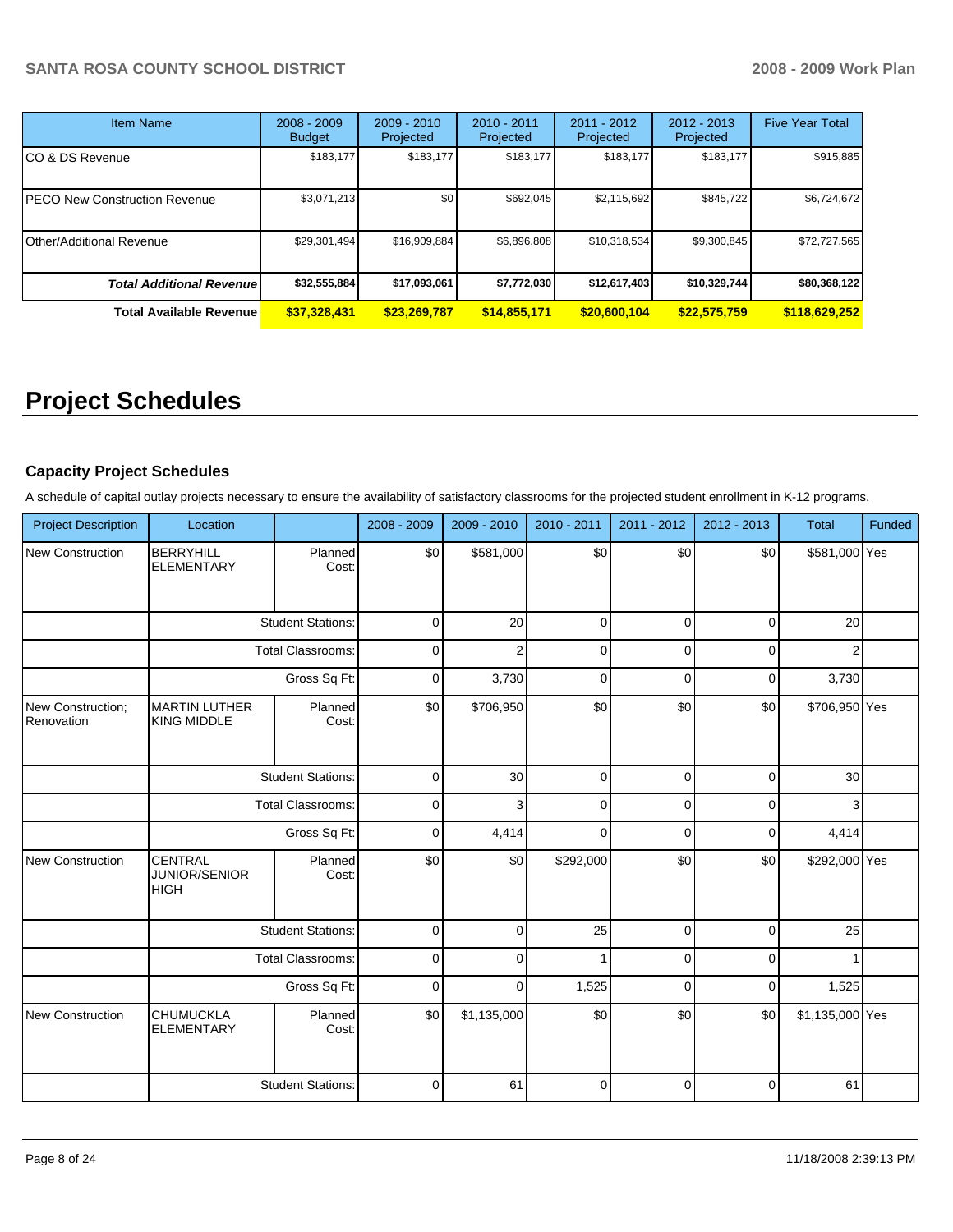| Item Name | 2008 - 2009 Budget | 2009 - 2010 Projected | 2010 - 2011 Projected | 2011 - 2012 Projected | 2012 - 2013 Projected | Five Year Total |
|---|---|---|---|---|---|---|
| CO & DS Revenue | $183,177 | $183,177 | $183,177 | $183,177 | $183,177 | $915,885 |
| PECO New Construction Revenue | $3,071,213 | $0 | $692,045 | $2,115,692 | $845,722 | $6,724,672 |
| Other/Additional Revenue | $29,301,494 | $16,909,884 | $6,896,808 | $10,318,534 | $9,300,845 | $72,727,565 |
| ***Total Additional Revenue*** | **$32,555,884** | **$17,093,061** | **$7,772,030** | **$12,617,403** | **$10,329,744** | **$80,368,122** |
| **Total Available Revenue** | **$37,328,431** | **$23,269,787** | **$14,855,171** | **$20,600,104** | **$22,575,759** | **$118,629,252** |

# Project Schedules

### Capacity Project Schedules

A schedule of capital outlay projects necessary to ensure the availability of satisfactory classrooms for the projected student enrollment in K-12 programs.

| Project Description | Location | | 2008 - 2009 | 2009 - 2010 | 2010 - 2011 | 2011 - 2012 | 2012 - 2013 | Total | Funded |
|---|---|---|---|---|---|---|---|---|---|
| New Construction | BERRYHILL ELEMENTARY | Planned Cost: | $0 | $581,000 | $0 | $0 | $0 | $581,000 | Yes |
| | | Student Stations: | 0 | 20 | 0 | 0 | 0 | 20 | |
| | | Total Classrooms: | 0 | 2 | 0 | 0 | 0 | 2 | |
| | | Gross Sq Ft: | 0 | 3,730 | 0 | 0 | 0 | 3,730 | |
| New Construction; Renovation | MARTIN LUTHER KING MIDDLE | Planned Cost: | $0 | $706,950 | $0 | $0 | $0 | $706,950 | Yes |
| | | Student Stations: | 0 | 30 | 0 | 0 | 0 | 30 | |
| | | Total Classrooms: | 0 | 3 | 0 | 0 | 0 | 3 | |
| | | Gross Sq Ft: | 0 | 4,414 | 0 | 0 | 0 | 4,414 | |
| New Construction | CENTRAL JUNIOR/SENIOR HIGH | Planned Cost: | $0 | $0 | $292,000 | $0 | $0 | $292,000 | Yes |
| | | Student Stations: | 0 | 0 | 25 | 0 | 0 | 25 | |
| | | Total Classrooms: | 0 | 0 | 1 | 0 | 0 | 1 | |
| | | Gross Sq Ft: | 0 | 0 | 1,525 | 0 | 0 | 1,525 | |
| New Construction | CHUMUCKLA ELEMENTARY | Planned Cost: | $0 | $1,135,000 | $0 | $0 | $0 | $1,135,000 | Yes |
| | | Student Stations: | 0 | 61 | 0 | 0 | 0 | 61 | |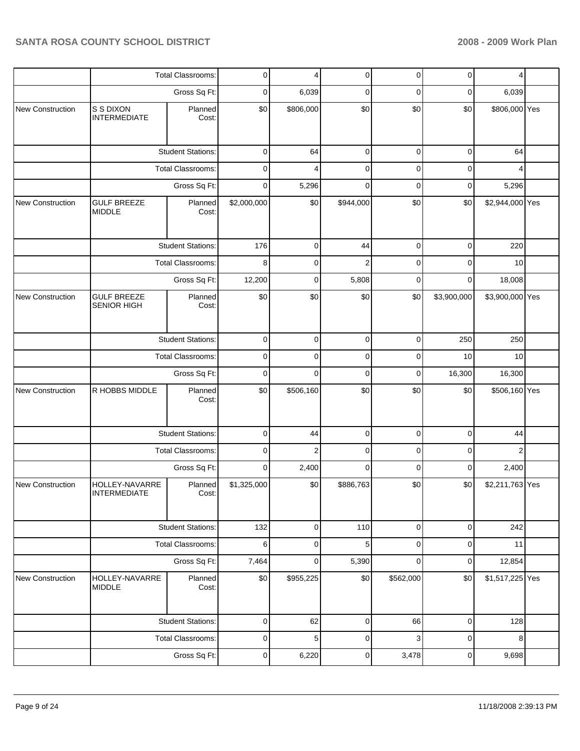| | | | | | | | | | |
|---|---|---|---|---|---|---|---|---|---|
| | | Total Classrooms: | 0 | 4 | 0 | 0 | 0 | 4 | |
| | | Gross Sq Ft: | 0 | 6,039 | 0 | 0 | 0 | 6,039 | |
| New Construction | S S DIXON INTERMEDIATE | Planned Cost: | $0 | $806,000 | $0 | $0 | $0 | $806,000 | Yes |
| | | Student Stations: | 0 | 64 | 0 | 0 | 0 | 64 | |
| | | Total Classrooms: | 0 | 4 | 0 | 0 | 0 | 4 | |
| | | Gross Sq Ft: | 0 | 5,296 | 0 | 0 | 0 | 5,296 | |
| New Construction | GULF BREEZE MIDDLE | Planned Cost: | $2,000,000 | $0 | $944,000 | $0 | $0 | $2,944,000 | Yes |
| | | Student Stations: | 176 | 0 | 44 | 0 | 0 | 220 | |
| | | Total Classrooms: | 8 | 0 | 2 | 0 | 0 | 10 | |
| | | Gross Sq Ft: | 12,200 | 0 | 5,808 | 0 | 0 | 18,008 | |
| New Construction | GULF BREEZE SENIOR HIGH | Planned Cost: | $0 | $0 | $0 | $0 | $3,900,000 | $3,900,000 | Yes |
| | | Student Stations: | 0 | 0 | 0 | 0 | 250 | 250 | |
| | | Total Classrooms: | 0 | 0 | 0 | 0 | 10 | 10 | |
| | | Gross Sq Ft: | 0 | 0 | 0 | 0 | 16,300 | 16,300 | |
| New Construction | R HOBBS MIDDLE | Planned Cost: | $0 | $506,160 | $0 | $0 | $0 | $506,160 | Yes |
| | | Student Stations: | 0 | 44 | 0 | 0 | 0 | 44 | |
| | | Total Classrooms: | 0 | 2 | 0 | 0 | 0 | 2 | |
| | | Gross Sq Ft: | 0 | 2,400 | 0 | 0 | 0 | 2,400 | |
| New Construction | HOLLEY-NAVARRE INTERMEDIATE | Planned Cost: | $1,325,000 | $0 | $886,763 | $0 | $0 | $2,211,763 | Yes |
| | | Student Stations: | 132 | 0 | 110 | 0 | 0 | 242 | |
| | | Total Classrooms: | 6 | 0 | 5 | 0 | 0 | 11 | |
| | | Gross Sq Ft: | 7,464 | 0 | 5,390 | 0 | 0 | 12,854 | |
| New Construction | HOLLEY-NAVARRE MIDDLE | Planned Cost: | $0 | $955,225 | $0 | $562,000 | $0 | $1,517,225 | Yes |
| | | Student Stations: | 0 | 62 | 0 | 66 | 0 | 128 | |
| | | Total Classrooms: | 0 | 5 | 0 | 3 | 0 | 8 | |
| | | Gross Sq Ft: | 0 | 6,220 | 0 | 3,478 | 0 | 9,698 | |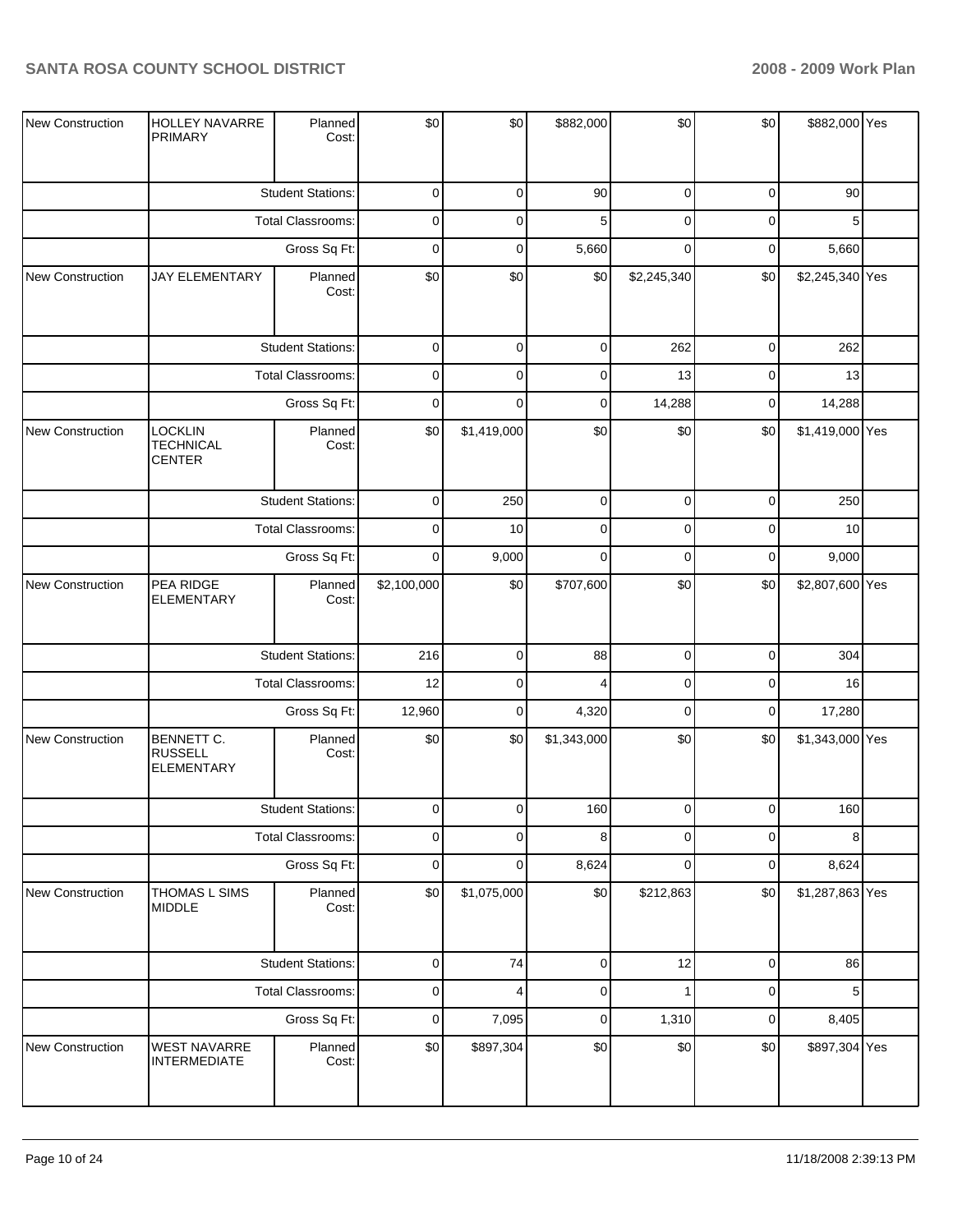| New Construction | HOLLEY NAVARRE PRIMARY | Planned Cost: | $0 | $0 | $882,000 | $0 | $0 | $882,000 | Yes |
|---|---|---|---|---|---|---|---|---|---|
| | | Student Stations: | 0 | 0 | 90 | 0 | 0 | 90 | |
| | | Total Classrooms: | 0 | 0 | 5 | 0 | 0 | 5 | |
| | | Gross Sq Ft: | 0 | 0 | 5,660 | 0 | 0 | 5,660 | |
| New Construction | JAY ELEMENTARY | Planned Cost: | $0 | $0 | $0 | $2,245,340 | $0 | $2,245,340 | Yes |
| | | Student Stations: | 0 | 0 | 0 | 262 | 0 | 262 | |
| | | Total Classrooms: | 0 | 0 | 0 | 13 | 0 | 13 | |
| | | Gross Sq Ft: | 0 | 0 | 0 | 14,288 | 0 | 14,288 | |
| New Construction | LOCKLIN TECHNICAL CENTER | Planned Cost: | $0 | $1,419,000 | $0 | $0 | $0 | $1,419,000 | Yes |
| | | Student Stations: | 0 | 250 | 0 | 0 | 0 | 250 | |
| | | Total Classrooms: | 0 | 10 | 0 | 0 | 0 | 10 | |
| | | Gross Sq Ft: | 0 | 9,000 | 0 | 0 | 0 | 9,000 | |
| New Construction | PEA RIDGE ELEMENTARY | Planned Cost: | $2,100,000 | $0 | $707,600 | $0 | $0 | $2,807,600 | Yes |
| | | Student Stations: | 216 | 0 | 88 | 0 | 0 | 304 | |
| | | Total Classrooms: | 12 | 0 | 4 | 0 | 0 | 16 | |
| | | Gross Sq Ft: | 12,960 | 0 | 4,320 | 0 | 0 | 17,280 | |
| New Construction | BENNETT C. RUSSELL ELEMENTARY | Planned Cost: | $0 | $0 | $1,343,000 | $0 | $0 | $1,343,000 | Yes |
| | | Student Stations: | 0 | 0 | 160 | 0 | 0 | 160 | |
| | | Total Classrooms: | 0 | 0 | 8 | 0 | 0 | 8 | |
| | | Gross Sq Ft: | 0 | 0 | 8,624 | 0 | 0 | 8,624 | |
| New Construction | THOMAS L SIMS MIDDLE | Planned Cost: | $0 | $1,075,000 | $0 | $212,863 | $0 | $1,287,863 | Yes |
| | | Student Stations: | 0 | 74 | 0 | 12 | 0 | 86 | |
| | | Total Classrooms: | 0 | 4 | 0 | 1 | 0 | 5 | |
| | | Gross Sq Ft: | 0 | 7,095 | 0 | 1,310 | 0 | 8,405 | |
| New Construction | WEST NAVARRE INTERMEDIATE | Planned Cost: | $0 | $897,304 | $0 | $0 | $0 | $897,304 | Yes |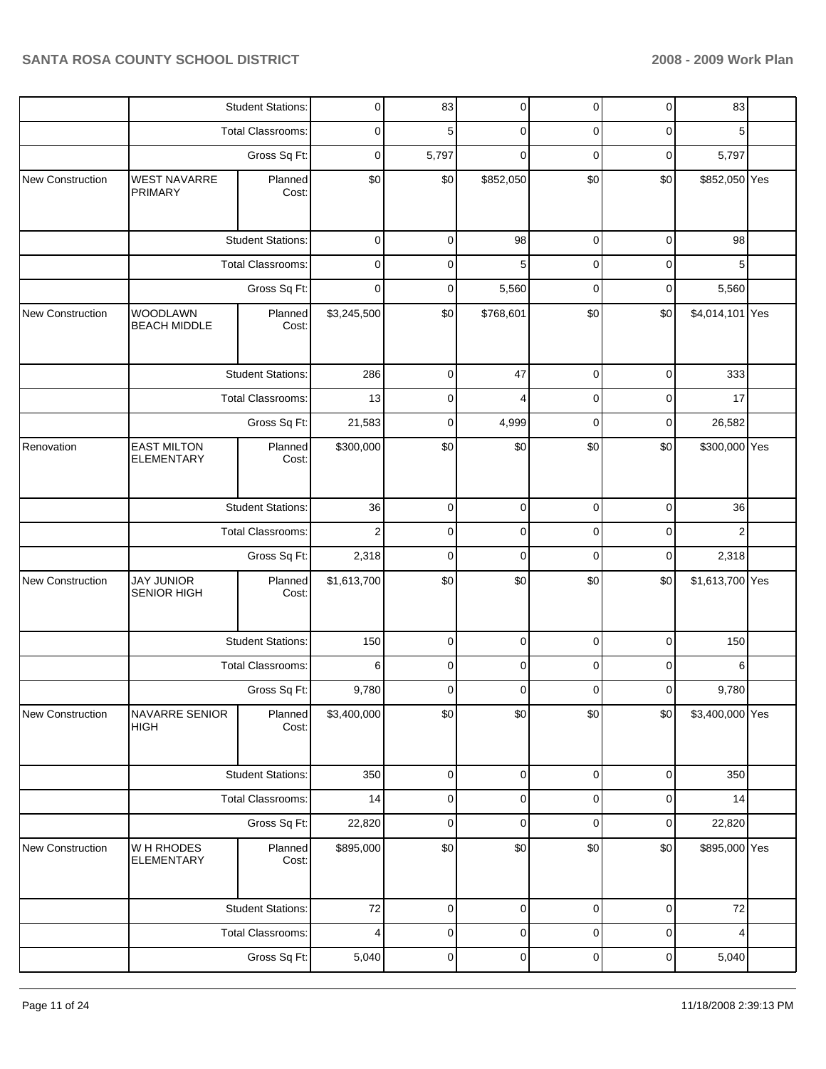| | | | | | | | | | |
|---|---|---|---|---|---|---|---|---|---|
| | Student Stations: | | 0 | 83 | 0 | 0 | 0 | 83 | |
| | Total Classrooms: | | 0 | 5 | 0 | 0 | 0 | 5 | |
| | Gross Sq Ft: | | 0 | 5,797 | 0 | 0 | 0 | 5,797 | |
| New Construction | WEST NAVARRE PRIMARY | Planned Cost: | $0 | $0 | $852,050 | $0 | $0 | $852,050 | Yes |
| | Student Stations: | | 0 | 0 | 98 | 0 | 0 | 98 | |
| | Total Classrooms: | | 0 | 0 | 5 | 0 | 0 | 5 | |
| | Gross Sq Ft: | | 0 | 0 | 5,560 | 0 | 0 | 5,560 | |
| New Construction | WOODLAWN BEACH MIDDLE | Planned Cost: | $3,245,500 | $0 | $768,601 | $0 | $0 | $4,014,101 | Yes |
| | Student Stations: | | 286 | 0 | 47 | 0 | 0 | 333 | |
| | Total Classrooms: | | 13 | 0 | 4 | 0 | 0 | 17 | |
| | Gross Sq Ft: | | 21,583 | 0 | 4,999 | 0 | 0 | 26,582 | |
| Renovation | EAST MILTON ELEMENTARY | Planned Cost: | $300,000 | $0 | $0 | $0 | $0 | $300,000 | Yes |
| | Student Stations: | | 36 | 0 | 0 | 0 | 0 | 36 | |
| | Total Classrooms: | | 2 | 0 | 0 | 0 | 0 | 2 | |
| | Gross Sq Ft: | | 2,318 | 0 | 0 | 0 | 0 | 2,318 | |
| New Construction | JAY JUNIOR SENIOR HIGH | Planned Cost: | $1,613,700 | $0 | $0 | $0 | $0 | $1,613,700 | Yes |
| | Student Stations: | | 150 | 0 | 0 | 0 | 0 | 150 | |
| | Total Classrooms: | | 6 | 0 | 0 | 0 | 0 | 6 | |
| | Gross Sq Ft: | | 9,780 | 0 | 0 | 0 | 0 | 9,780 | |
| New Construction | NAVARRE SENIOR HIGH | Planned Cost: | $3,400,000 | $0 | $0 | $0 | $0 | $3,400,000 | Yes |
| | Student Stations: | | 350 | 0 | 0 | 0 | 0 | 350 | |
| | Total Classrooms: | | 14 | 0 | 0 | 0 | 0 | 14 | |
| | Gross Sq Ft: | | 22,820 | 0 | 0 | 0 | 0 | 22,820 | |
| New Construction | W H RHODES ELEMENTARY | Planned Cost: | $895,000 | $0 | $0 | $0 | $0 | $895,000 | Yes |
| | Student Stations: | | 72 | 0 | 0 | 0 | 0 | 72 | |
| | Total Classrooms: | | 4 | 0 | 0 | 0 | 0 | 4 | |
| | Gross Sq Ft: | | 5,040 | 0 | 0 | 0 | 0 | 5,040 | |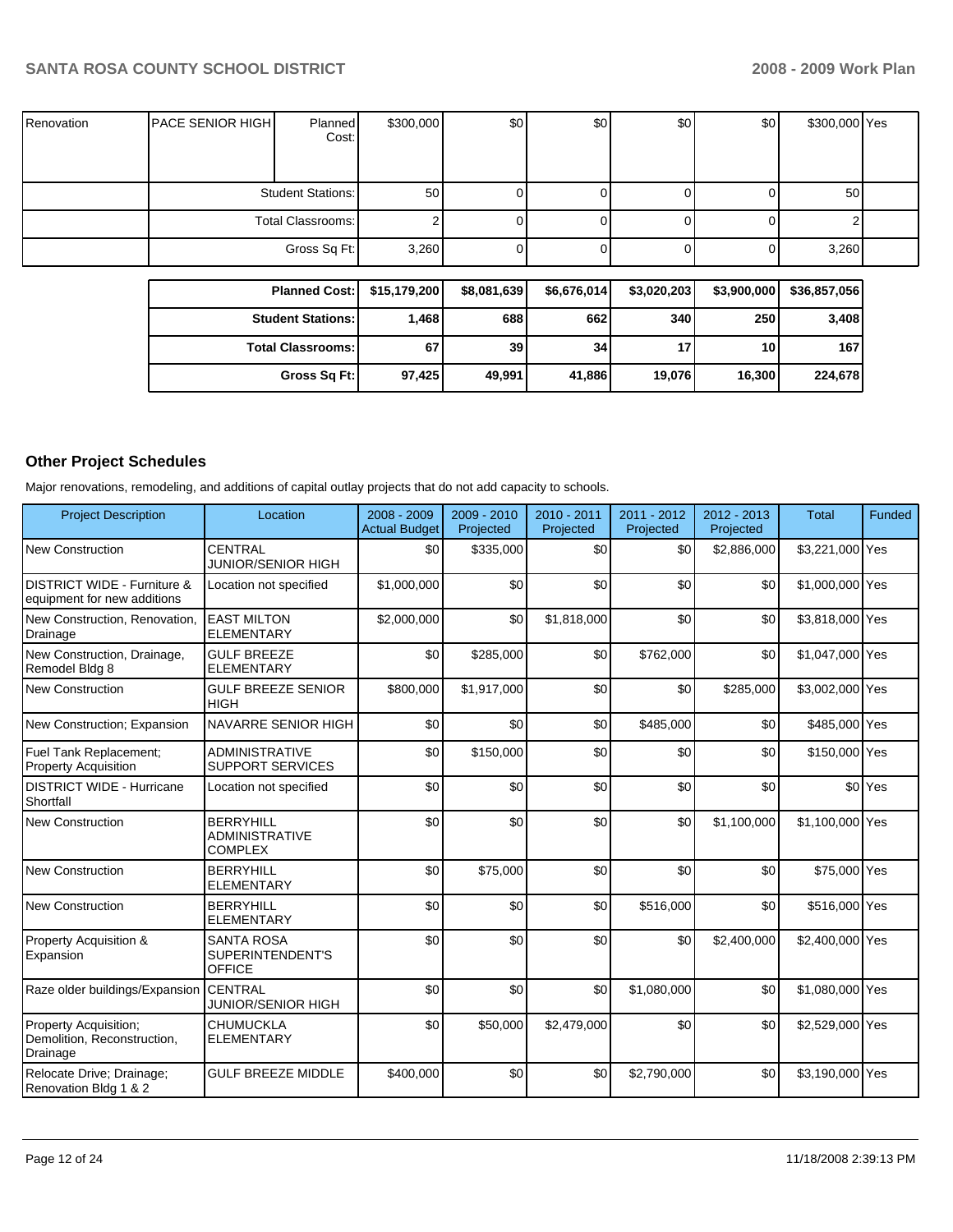| Renovation | PACE SENIOR HIGH | Planned Cost: | $300,000 | $0 | $0 | $0 | $0 | $300,000 | Yes |
|---|---|---|---|---|---|---|---|---|---|
| | | Student Stations: | 50 | 0 | 0 | 0 | 0 | 50 | |
| | | Total Classrooms: | 2 | 0 | 0 | 0 | 0 | 2 | |
| | | Gross Sq Ft: | 3,260 | 0 | 0 | 0 | 0 | 3,260 | |

| | | | | | | |
|---|---|---|---|---|---|---|
| **Planned Cost:** | **$15,179,200** | **$8,081,639** | **$6,676,014** | **$3,020,203** | **$3,900,000** | **$36,857,056** |
| **Student Stations:** | **1,468** | **688** | **662** | **340** | **250** | **3,408** |
| **Total Classrooms:** | **67** | **39** | **34** | **17** | **10** | **167** |
| **Gross Sq Ft:** | **97,425** | **49,991** | **41,886** | **19,076** | **16,300** | **224,678** |

## Other Project Schedules

Major renovations, remodeling, and additions of capital outlay projects that do not add capacity to schools.

| Project Description | Location | 2008 - 2009 Actual Budget | 2009 - 2010 Projected | 2010 - 2011 Projected | 2011 - 2012 Projected | 2012 - 2013 Projected | Total | Funded |
|---|---|---|---|---|---|---|---|---|
| New Construction | CENTRAL JUNIOR/SENIOR HIGH | $0 | $335,000 | $0 | $0 | $2,886,000 | $3,221,000 | Yes |
| DISTRICT WIDE - Furniture & equipment for new additions | Location not specified | $1,000,000 | $0 | $0 | $0 | $0 | $1,000,000 | Yes |
| New Construction, Renovation, Drainage | EAST MILTON ELEMENTARY | $2,000,000 | $0 | $1,818,000 | $0 | $0 | $3,818,000 | Yes |
| New Construction, Drainage, Remodel Bldg 8 | GULF BREEZE ELEMENTARY | $0 | $285,000 | $0 | $762,000 | $0 | $1,047,000 | Yes |
| New Construction | GULF BREEZE SENIOR HIGH | $800,000 | $1,917,000 | $0 | $0 | $285,000 | $3,002,000 | Yes |
| New Construction; Expansion | NAVARRE SENIOR HIGH | $0 | $0 | $0 | $485,000 | $0 | $485,000 | Yes |
| Fuel Tank Replacement; Property Acquisition | ADMINISTRATIVE SUPPORT SERVICES | $0 | $150,000 | $0 | $0 | $0 | $150,000 | Yes |
| DISTRICT WIDE - Hurricane Shortfall | Location not specified | $0 | $0 | $0 | $0 | $0 | $0 | Yes |
| New Construction | BERRYHILL ADMINISTRATIVE COMPLEX | $0 | $0 | $0 | $0 | $1,100,000 | $1,100,000 | Yes |
| New Construction | BERRYHILL ELEMENTARY | $0 | $75,000 | $0 | $0 | $0 | $75,000 | Yes |
| New Construction | BERRYHILL ELEMENTARY | $0 | $0 | $0 | $516,000 | $0 | $516,000 | Yes |
| Property Acquisition & Expansion | SANTA ROSA SUPERINTENDENT'S OFFICE | $0 | $0 | $0 | $0 | $2,400,000 | $2,400,000 | Yes |
| Raze older buildings/Expansion | CENTRAL JUNIOR/SENIOR HIGH | $0 | $0 | $0 | $1,080,000 | $0 | $1,080,000 | Yes |
| Property Acquisition; Demolition, Reconstruction, Drainage | CHUMUCKLA ELEMENTARY | $0 | $50,000 | $2,479,000 | $0 | $0 | $2,529,000 | Yes |
| Relocate Drive; Drainage; Renovation Bldg 1 & 2 | GULF BREEZE MIDDLE | $400,000 | $0 | $0 | $2,790,000 | $0 | $3,190,000 | Yes |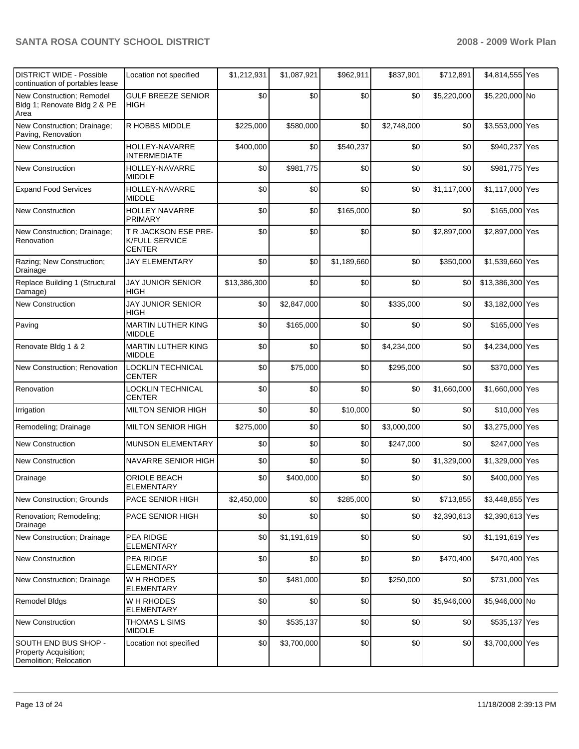| | | | | | | | | |
|---|---|---|---|---|---|---|---|---|
| DISTRICT WIDE - Possible continuation of portables lease | Location not specified | $1,212,931 | $1,087,921 | $962,911 | $837,901 | $712,891 | $4,814,555 | Yes |
| New Construction; Remodel Bldg 1; Renovate Bldg 2 & PE Area | GULF BREEZE SENIOR HIGH | $0 | $0 | $0 | $0 | $5,220,000 | $5,220,000 | No |
| New Construction; Drainage; Paving, Renovation | R HOBBS MIDDLE | $225,000 | $580,000 | $0 | $2,748,000 | $0 | $3,553,000 | Yes |
| New Construction | HOLLEY-NAVARRE INTERMEDIATE | $400,000 | $0 | $540,237 | $0 | $0 | $940,237 | Yes |
| New Construction | HOLLEY-NAVARRE MIDDLE | $0 | $981,775 | $0 | $0 | $0 | $981,775 | Yes |
| Expand Food Services | HOLLEY-NAVARRE MIDDLE | $0 | $0 | $0 | $0 | $1,117,000 | $1,117,000 | Yes |
| New Construction | HOLLEY NAVARRE PRIMARY | $0 | $0 | $165,000 | $0 | $0 | $165,000 | Yes |
| New Construction; Drainage; Renovation | T R JACKSON ESE PRE-K/FULL SERVICE CENTER | $0 | $0 | $0 | $0 | $2,897,000 | $2,897,000 | Yes |
| Razing; New Construction; Drainage | JAY ELEMENTARY | $0 | $0 | $1,189,660 | $0 | $350,000 | $1,539,660 | Yes |
| Replace Building 1 (Structural Damage) | JAY JUNIOR SENIOR HIGH | $13,386,300 | $0 | $0 | $0 | $0 | $13,386,300 | Yes |
| New Construction | JAY JUNIOR SENIOR HIGH | $0 | $2,847,000 | $0 | $335,000 | $0 | $3,182,000 | Yes |
| Paving | MARTIN LUTHER KING MIDDLE | $0 | $165,000 | $0 | $0 | $0 | $165,000 | Yes |
| Renovate Bldg 1 & 2 | MARTIN LUTHER KING MIDDLE | $0 | $0 | $0 | $4,234,000 | $0 | $4,234,000 | Yes |
| New Construction; Renovation | LOCKLIN TECHNICAL CENTER | $0 | $75,000 | $0 | $295,000 | $0 | $370,000 | Yes |
| Renovation | LOCKLIN TECHNICAL CENTER | $0 | $0 | $0 | $0 | $1,660,000 | $1,660,000 | Yes |
| Irrigation | MILTON SENIOR HIGH | $0 | $0 | $10,000 | $0 | $0 | $10,000 | Yes |
| Remodeling; Drainage | MILTON SENIOR HIGH | $275,000 | $0 | $0 | $3,000,000 | $0 | $3,275,000 | Yes |
| New Construction | MUNSON ELEMENTARY | $0 | $0 | $0 | $247,000 | $0 | $247,000 | Yes |
| New Construction | NAVARRE SENIOR HIGH | $0 | $0 | $0 | $0 | $1,329,000 | $1,329,000 | Yes |
| Drainage | ORIOLE BEACH ELEMENTARY | $0 | $400,000 | $0 | $0 | $0 | $400,000 | Yes |
| New Construction; Grounds | PACE SENIOR HIGH | $2,450,000 | $0 | $285,000 | $0 | $713,855 | $3,448,855 | Yes |
| Renovation; Remodeling; Drainage | PACE SENIOR HIGH | $0 | $0 | $0 | $0 | $2,390,613 | $2,390,613 | Yes |
| New Construction; Drainage | PEA RIDGE ELEMENTARY | $0 | $1,191,619 | $0 | $0 | $0 | $1,191,619 | Yes |
| New Construction | PEA RIDGE ELEMENTARY | $0 | $0 | $0 | $0 | $470,400 | $470,400 | Yes |
| New Construction; Drainage | W H RHODES ELEMENTARY | $0 | $481,000 | $0 | $250,000 | $0 | $731,000 | Yes |
| Remodel Bldgs | W H RHODES ELEMENTARY | $0 | $0 | $0 | $0 | $5,946,000 | $5,946,000 | No |
| New Construction | THOMAS L SIMS MIDDLE | $0 | $535,137 | $0 | $0 | $0 | $535,137 | Yes |
| SOUTH END BUS SHOP - Property Acquisition; Demolition; Relocation | Location not specified | $0 | $3,700,000 | $0 | $0 | $0 | $3,700,000 | Yes |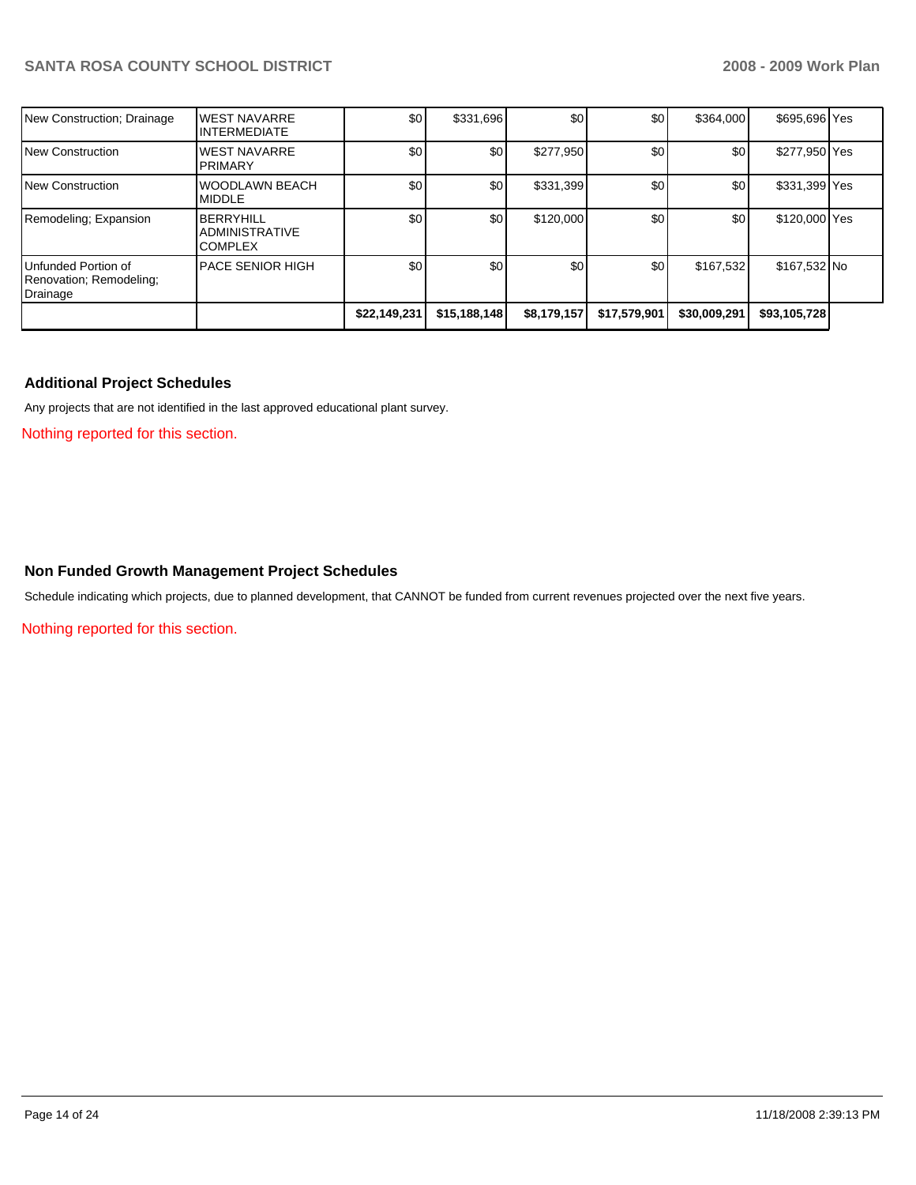| | | | | | | | | |
|---|---|---|---|---|---|---|---|---|
| New Construction; Drainage | WEST NAVARRE INTERMEDIATE | $0 | $331,696 | $0 | $0 | $364,000 | $695,696 | Yes |
| New Construction | WEST NAVARRE PRIMARY | $0 | $0 | $277,950 | $0 | $0 | $277,950 | Yes |
| New Construction | WOODLAWN BEACH MIDDLE | $0 | $0 | $331,399 | $0 | $0 | $331,399 | Yes |
| Remodeling; Expansion | BERRYHILL ADMINISTRATIVE COMPLEX | $0 | $0 | $120,000 | $0 | $0 | $120,000 | Yes |
| Unfunded Portion of Renovation; Remodeling; Drainage | PACE SENIOR HIGH | $0 | $0 | $0 | $0 | $167,532 | $167,532 | No |
| | | $22,149,231 | $15,188,148 | $8,179,157 | $17,579,901 | $30,009,291 | $93,105,728 | |

## Additional Project Schedules

Any projects that are not identified in the last approved educational plant survey.

Nothing reported for this section.

## Non Funded Growth Management Project Schedules

Schedule indicating which projects, due to planned development, that CANNOT be funded from current revenues projected over the next five years.

Nothing reported for this section.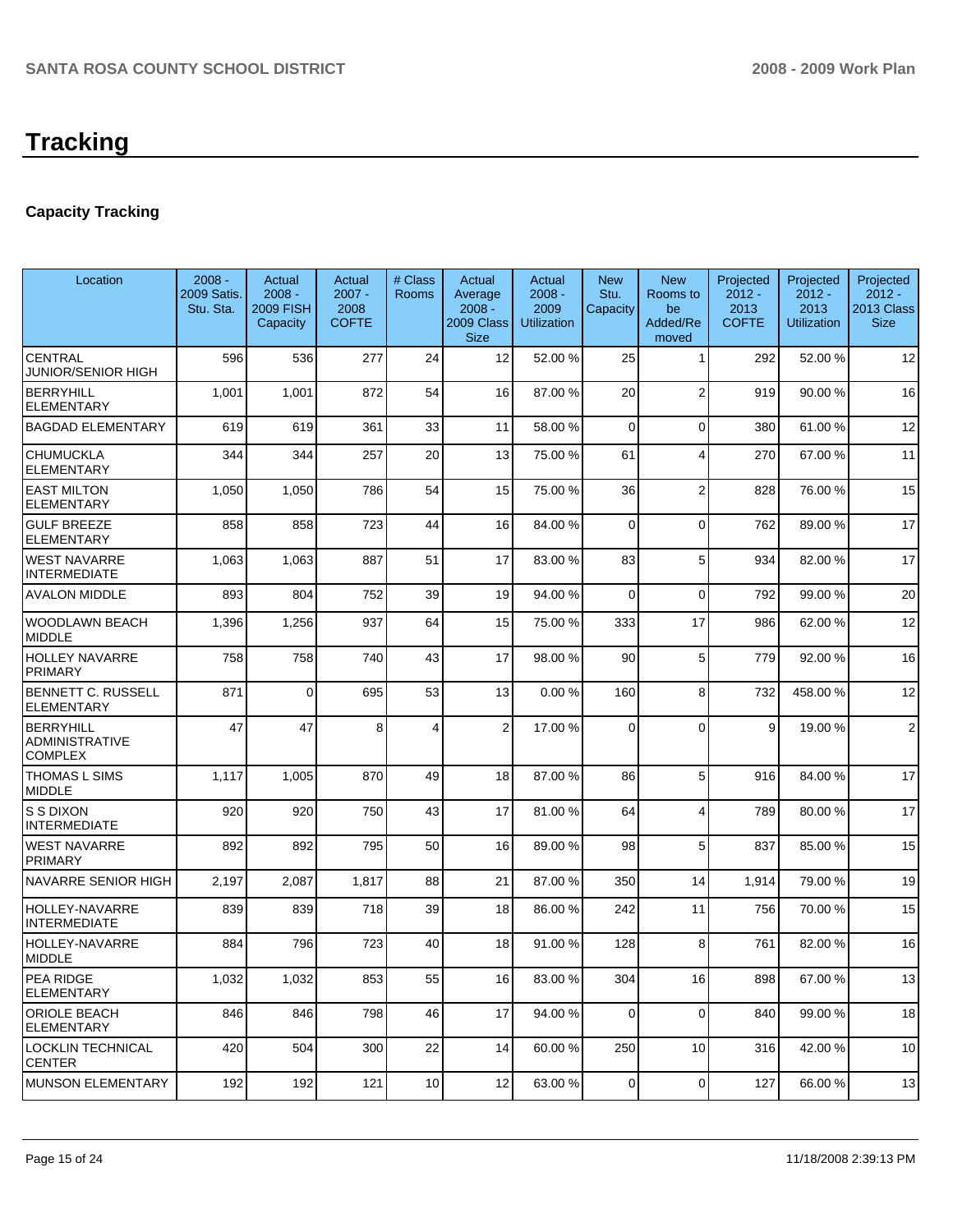# Tracking

## Capacity Tracking

| Location | 2008 - 2009 Satis. Stu. Sta. | Actual 2008 - 2009 FISH Capacity | Actual 2007 - 2008 COFTE | # Class Rooms | Actual Average 2008 - 2009 Class Size | Actual 2008 - 2009 Utilization | New Stu. Capacity | New Rooms to be Added/Removed | Projected 2012 - 2013 COFTE | Projected 2012 - 2013 Utilization | Projected 2012 - 2013 Class Size |
|---|---|---|---|---|---|---|---|---|---|---|---|
| CENTRAL JUNIOR/SENIOR HIGH | 596 | 536 | 277 | 24 | 12 | 52.00 % | 25 | 1 | 292 | 52.00 % | 12 |
| BERRYHILL ELEMENTARY | 1,001 | 1,001 | 872 | 54 | 16 | 87.00 % | 20 | 2 | 919 | 90.00 % | 16 |
| BAGDAD ELEMENTARY | 619 | 619 | 361 | 33 | 11 | 58.00 % | 0 | 0 | 380 | 61.00 % | 12 |
| CHUMUCKLA ELEMENTARY | 344 | 344 | 257 | 20 | 13 | 75.00 % | 61 | 4 | 270 | 67.00 % | 11 |
| EAST MILTON ELEMENTARY | 1,050 | 1,050 | 786 | 54 | 15 | 75.00 % | 36 | 2 | 828 | 76.00 % | 15 |
| GULF BREEZE ELEMENTARY | 858 | 858 | 723 | 44 | 16 | 84.00 % | 0 | 0 | 762 | 89.00 % | 17 |
| WEST NAVARRE INTERMEDIATE | 1,063 | 1,063 | 887 | 51 | 17 | 83.00 % | 83 | 5 | 934 | 82.00 % | 17 |
| AVALON MIDDLE | 893 | 804 | 752 | 39 | 19 | 94.00 % | 0 | 0 | 792 | 99.00 % | 20 |
| WOODLAWN BEACH MIDDLE | 1,396 | 1,256 | 937 | 64 | 15 | 75.00 % | 333 | 17 | 986 | 62.00 % | 12 |
| HOLLEY NAVARRE PRIMARY | 758 | 758 | 740 | 43 | 17 | 98.00 % | 90 | 5 | 779 | 92.00 % | 16 |
| BENNETT C. RUSSELL ELEMENTARY | 871 | 0 | 695 | 53 | 13 | 0.00 % | 160 | 8 | 732 | 458.00 % | 12 |
| BERRYHILL ADMINISTRATIVE COMPLEX | 47 | 47 | 8 | 4 | 2 | 17.00 % | 0 | 0 | 9 | 19.00 % | 2 |
| THOMAS L SIMS MIDDLE | 1,117 | 1,005 | 870 | 49 | 18 | 87.00 % | 86 | 5 | 916 | 84.00 % | 17 |
| S S DIXON INTERMEDIATE | 920 | 920 | 750 | 43 | 17 | 81.00 % | 64 | 4 | 789 | 80.00 % | 17 |
| WEST NAVARRE PRIMARY | 892 | 892 | 795 | 50 | 16 | 89.00 % | 98 | 5 | 837 | 85.00 % | 15 |
| NAVARRE SENIOR HIGH | 2,197 | 2,087 | 1,817 | 88 | 21 | 87.00 % | 350 | 14 | 1,914 | 79.00 % | 19 |
| HOLLEY-NAVARRE INTERMEDIATE | 839 | 839 | 718 | 39 | 18 | 86.00 % | 242 | 11 | 756 | 70.00 % | 15 |
| HOLLEY-NAVARRE MIDDLE | 884 | 796 | 723 | 40 | 18 | 91.00 % | 128 | 8 | 761 | 82.00 % | 16 |
| PEA RIDGE ELEMENTARY | 1,032 | 1,032 | 853 | 55 | 16 | 83.00 % | 304 | 16 | 898 | 67.00 % | 13 |
| ORIOLE BEACH ELEMENTARY | 846 | 846 | 798 | 46 | 17 | 94.00 % | 0 | 0 | 840 | 99.00 % | 18 |
| LOCKLIN TECHNICAL CENTER | 420 | 504 | 300 | 22 | 14 | 60.00 % | 250 | 10 | 316 | 42.00 % | 10 |
| MUNSON ELEMENTARY | 192 | 192 | 121 | 10 | 12 | 63.00 % | 0 | 0 | 127 | 66.00 % | 13 |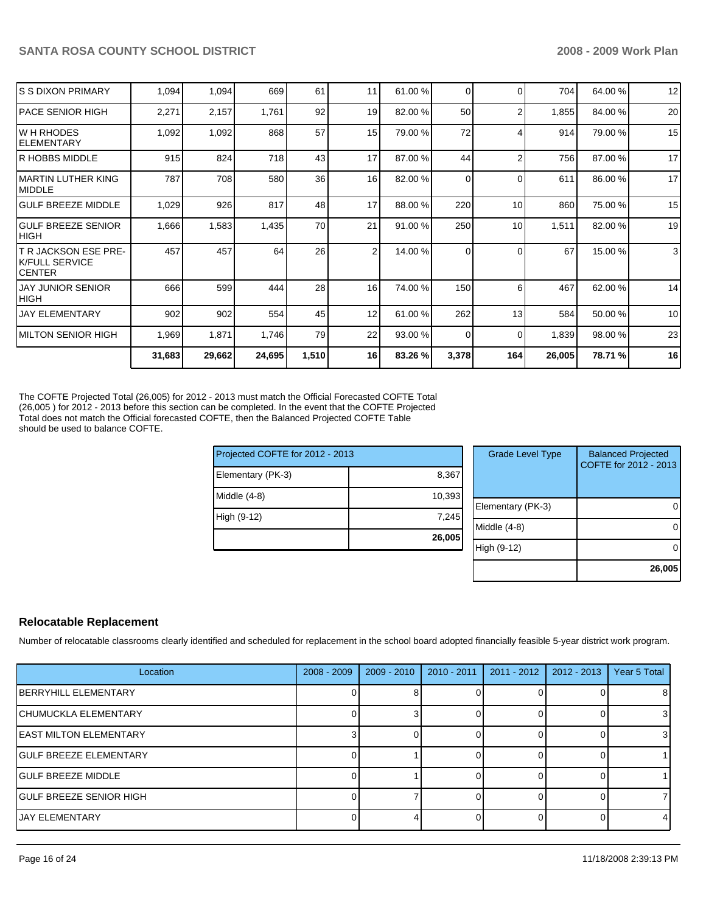| | | | | | | | | | | |
|---|---|---|---|---|---|---|---|---|---|---|
| S S DIXON PRIMARY | 1,094 | 1,094 | 669 | 61 | 11 | 61.00 % | 0 | 0 | 704 | 64.00 % | 12 |
| PACE SENIOR HIGH | 2,271 | 2,157 | 1,761 | 92 | 19 | 82.00 % | 50 | 2 | 1,855 | 84.00 % | 20 |
| W H RHODES ELEMENTARY | 1,092 | 1,092 | 868 | 57 | 15 | 79.00 % | 72 | 4 | 914 | 79.00 % | 15 |
| R HOBBS MIDDLE | 915 | 824 | 718 | 43 | 17 | 87.00 % | 44 | 2 | 756 | 87.00 % | 17 |
| MARTIN LUTHER KING MIDDLE | 787 | 708 | 580 | 36 | 16 | 82.00 % | 0 | 0 | 611 | 86.00 % | 17 |
| GULF BREEZE MIDDLE | 1,029 | 926 | 817 | 48 | 17 | 88.00 % | 220 | 10 | 860 | 75.00 % | 15 |
| GULF BREEZE SENIOR HIGH | 1,666 | 1,583 | 1,435 | 70 | 21 | 91.00 % | 250 | 10 | 1,511 | 82.00 % | 19 |
| T R JACKSON ESE PRE-K/FULL SERVICE CENTER | 457 | 457 | 64 | 26 | 2 | 14.00 % | 0 | 0 | 67 | 15.00 % | 3 |
| JAY JUNIOR SENIOR HIGH | 666 | 599 | 444 | 28 | 16 | 74.00 % | 150 | 6 | 467 | 62.00 % | 14 |
| JAY ELEMENTARY | 902 | 902 | 554 | 45 | 12 | 61.00 % | 262 | 13 | 584 | 50.00 % | 10 |
| MILTON SENIOR HIGH | 1,969 | 1,871 | 1,746 | 79 | 22 | 93.00 % | 0 | 0 | 1,839 | 98.00 % | 23 |
| | **31,683** | **29,662** | **24,695** | **1,510** | **16** | **83.26 %** | **3,378** | **164** | **26,005** | **78.71 %** | **16** |

The COFTE Projected Total (26,005) for 2012 - 2013 must match the Official Forecasted COFTE Total (26,005 ) for 2012 - 2013 before this section can be completed. In the event that the COFTE Projected Total does not match the Official forecasted COFTE, then the Balanced Projected COFTE Table should be used to balance COFTE.

| Projected COFTE for 2012 - 2013 | |
|---|---|
| Elementary (PK-3) | 8,367 |
| Middle (4-8) | 10,393 |
| High (9-12) | 7,245 |
| | **26,005** |

| Grade Level Type | Balanced Projected COFTE for 2012 - 2013 |
|---|---|
| Elementary (PK-3) | 0 |
| Middle (4-8) | 0 |
| High (9-12) | 0 |
| | **26,005** |

## Relocatable Replacement

Number of relocatable classrooms clearly identified and scheduled for replacement in the school board adopted financially feasible 5-year district work program.

| Location | 2008 - 2009 | 2009 - 2010 | 2010 - 2011 | 2011 - 2012 | 2012 - 2013 | Year 5 Total |
|---|---|---|---|---|---|---|
| BERRYHILL ELEMENTARY | 0 | 8 | 0 | 0 | 0 | 8 |
| CHUMUCKLA ELEMENTARY | 0 | 3 | 0 | 0 | 0 | 3 |
| EAST MILTON ELEMENTARY | 3 | 0 | 0 | 0 | 0 | 3 |
| GULF BREEZE ELEMENTARY | 0 | 1 | 0 | 0 | 0 | 1 |
| GULF BREEZE MIDDLE | 0 | 1 | 0 | 0 | 0 | 1 |
| GULF BREEZE SENIOR HIGH | 0 | 7 | 0 | 0 | 0 | 7 |
| JAY ELEMENTARY | 0 | 4 | 0 | 0 | 0 | 4 |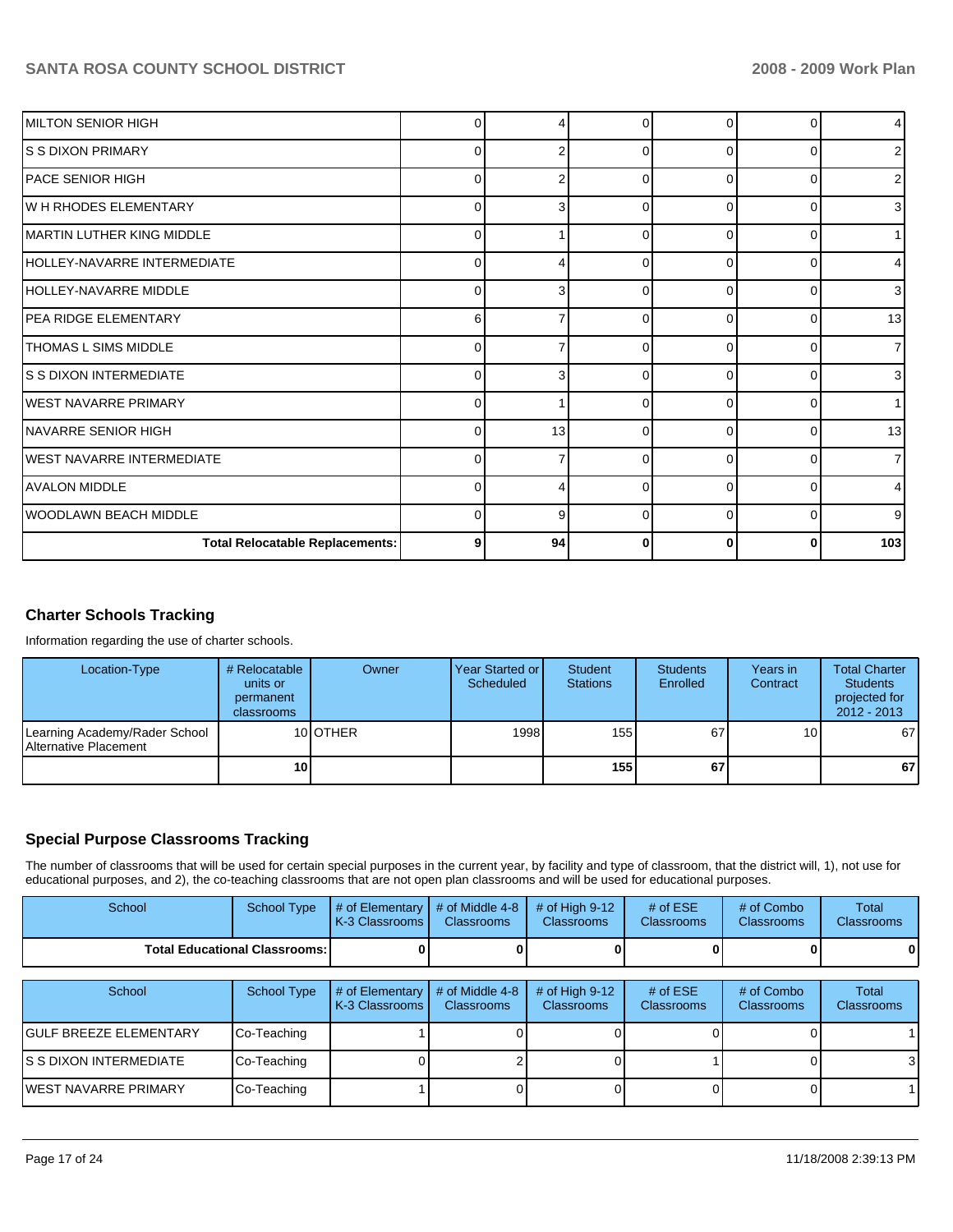| | | | | | | |
|---|---|---|---|---|---|---|
| MILTON SENIOR HIGH | 0 | 4 | 0 | 0 | 0 | 4 |
| S S DIXON PRIMARY | 0 | 2 | 0 | 0 | 0 | 2 |
| PACE SENIOR HIGH | 0 | 2 | 0 | 0 | 0 | 2 |
| W H RHODES ELEMENTARY | 0 | 3 | 0 | 0 | 0 | 3 |
| MARTIN LUTHER KING MIDDLE | 0 | 1 | 0 | 0 | 0 | 1 |
| HOLLEY-NAVARRE INTERMEDIATE | 0 | 4 | 0 | 0 | 0 | 4 |
| HOLLEY-NAVARRE MIDDLE | 0 | 3 | 0 | 0 | 0 | 3 |
| PEA RIDGE ELEMENTARY | 6 | 7 | 0 | 0 | 0 | 13 |
| THOMAS L SIMS MIDDLE | 0 | 7 | 0 | 0 | 0 | 7 |
| S S DIXON INTERMEDIATE | 0 | 3 | 0 | 0 | 0 | 3 |
| WEST NAVARRE PRIMARY | 0 | 1 | 0 | 0 | 0 | 1 |
| NAVARRE SENIOR HIGH | 0 | 13 | 0 | 0 | 0 | 13 |
| WEST NAVARRE INTERMEDIATE | 0 | 7 | 0 | 0 | 0 | 7 |
| AVALON MIDDLE | 0 | 4 | 0 | 0 | 0 | 4 |
| WOODLAWN BEACH MIDDLE | 0 | 9 | 0 | 0 | 0 | 9 |
| **Total Relocatable Replacements:** | **9** | **94** | **0** | **0** | **0** | **103** |

## Charter Schools Tracking

Information regarding the use of charter schools.

| Location-Type | # Relocatable units or permanent classrooms | Owner | Year Started or Scheduled | Student Stations | Students Enrolled | Years in Contract | Total Charter Students projected for 2012 - 2013 |
|---|---|---|---|---|---|---|---|
| Learning Academy/Rader School Alternative Placement | 10 | OTHER | 1998 | 155 | 67 | 10 | 67 |
| | **10** | | | **155** | **67** | | **67** |

## Special Purpose Classrooms Tracking

The number of classrooms that will be used for certain special purposes in the current year, by facility and type of classroom, that the district will, 1), not use for educational purposes, and 2), the co-teaching classrooms that are not open plan classrooms and will be used for educational purposes.

| School | School Type | # of Elementary K-3 Classrooms | # of Middle 4-8 Classrooms | # of High 9-12 Classrooms | # of ESE Classrooms | # of Combo Classrooms | Total Classrooms |
|---|---|---|---|---|---|---|---|
| **Total Educational Classrooms:** | | **0** | **0** | **0** | **0** | **0** | **0** |

| School | School Type | # of Elementary K-3 Classrooms | # of Middle 4-8 Classrooms | # of High 9-12 Classrooms | # of ESE Classrooms | # of Combo Classrooms | Total Classrooms |
|---|---|---|---|---|---|---|---|
| GULF BREEZE ELEMENTARY | Co-Teaching | 1 | 0 | 0 | 0 | 0 | 1 |
| S S DIXON INTERMEDIATE | Co-Teaching | 0 | 2 | 0 | 1 | 0 | 3 |
| WEST NAVARRE PRIMARY | Co-Teaching | 1 | 0 | 0 | 0 | 0 | 1 |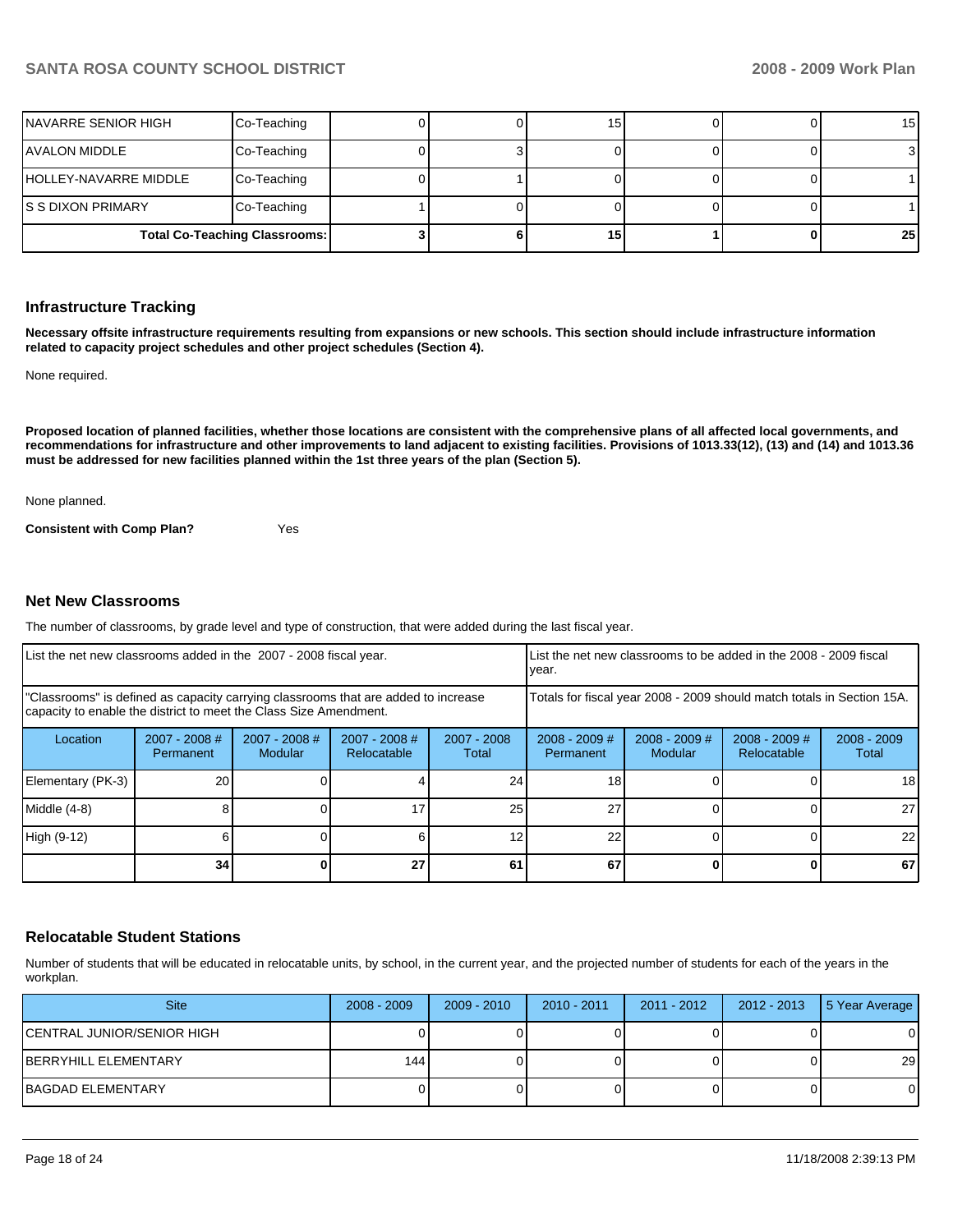| | | | | | | | |
|---|---|---|---|---|---|---|---|
| NAVARRE SENIOR HIGH | Co-Teaching | 0 | 0 | 15 | 0 | 0 | 15 |
| AVALON MIDDLE | Co-Teaching | 0 | 3 | 0 | 0 | 0 | 3 |
| HOLLEY-NAVARRE MIDDLE | Co-Teaching | 0 | 1 | 0 | 0 | 0 | 1 |
| S S DIXON PRIMARY | Co-Teaching | 1 | 0 | 0 | 0 | 0 | 1 |
| | **Total Co-Teaching Classrooms:** | **3** | **6** | **15** | **1** | **0** | **25** |

## Infrastructure Tracking

**Necessary offsite infrastructure requirements resulting from expansions or new schools. This section should include infrastructure information related to capacity project schedules and other project schedules (Section 4).**

None required.

**Proposed location of planned facilities, whether those locations are consistent with the comprehensive plans of all affected local governments, and recommendations for infrastructure and other improvements to land adjacent to existing facilities. Provisions of 1013.33(12), (13) and (14) and 1013.36 must be addressed for new facilities planned within the 1st three years of the plan (Section 5).**

None planned.

**Consistent with Comp Plan?** Yes

## Net New Classrooms

The number of classrooms, by grade level and type of construction, that were added during the last fiscal year.

| List the net new classrooms added in the 2007 - 2008 fiscal year. | | | | | List the net new classrooms to be added in the 2008 - 2009 fiscal year. | | | |
|---|---|---|---|---|---|---|---|---|
| "Classrooms" is defined as capacity carrying classrooms that are added to increase capacity to enable the district to meet the Class Size Amendment. | | | | | Totals for fiscal year 2008 - 2009 should match totals in Section 15A. | | | |
| Location | 2007 - 2008 # Permanent | 2007 - 2008 # Modular | 2007 - 2008 # Relocatable | 2007 - 2008 Total | 2008 - 2009 # Permanent | 2008 - 2009 # Modular | 2008 - 2009 # Relocatable | 2008 - 2009 Total |
| Elementary (PK-3) | 20 | 0 | 4 | 24 | 18 | 0 | 0 | 18 |
| Middle (4-8) | 8 | 0 | 17 | 25 | 27 | 0 | 0 | 27 |
| High (9-12) | 6 | 0 | 6 | 12 | 22 | 0 | 0 | 22 |
| | **34** | **0** | **27** | **61** | **67** | **0** | **0** | **67** |

## Relocatable Student Stations

Number of students that will be educated in relocatable units, by school, in the current year, and the projected number of students for each of the years in the workplan.

| Site | 2008 - 2009 | 2009 - 2010 | 2010 - 2011 | 2011 - 2012 | 2012 - 2013 | 5 Year Average |
|---|---|---|---|---|---|---|
| CENTRAL JUNIOR/SENIOR HIGH | 0 | 0 | 0 | 0 | 0 | 0 |
| BERRYHILL ELEMENTARY | 144 | 0 | 0 | 0 | 0 | 29 |
| BAGDAD ELEMENTARY | 0 | 0 | 0 | 0 | 0 | 0 |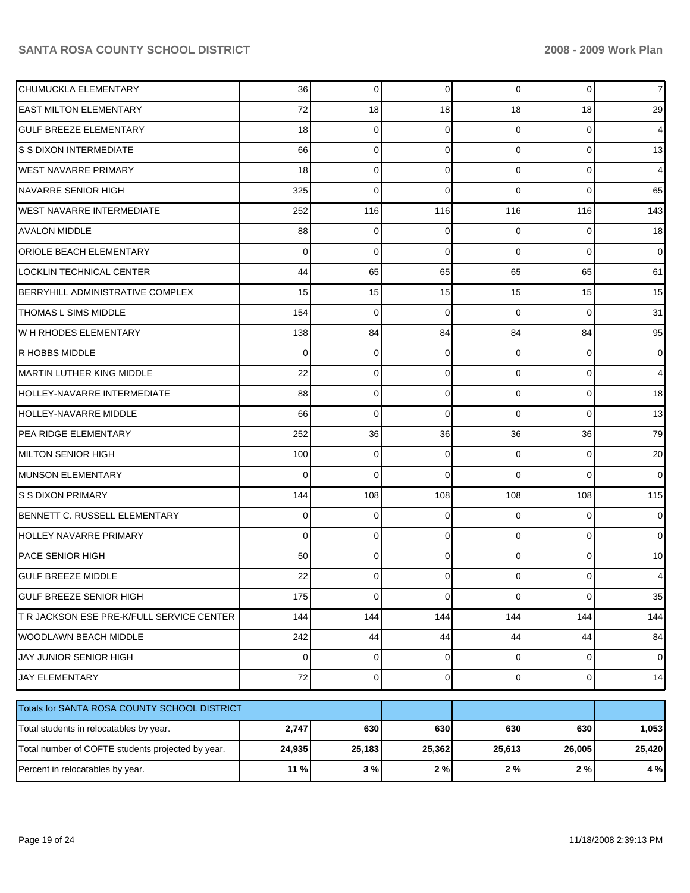| | | | | | | |
|---|---|---|---|---|---|---|
| CHUMUCKLA ELEMENTARY | 36 | 0 | 0 | 0 | 0 | 7 |
| EAST MILTON ELEMENTARY | 72 | 18 | 18 | 18 | 18 | 29 |
| GULF BREEZE ELEMENTARY | 18 | 0 | 0 | 0 | 0 | 4 |
| S S DIXON INTERMEDIATE | 66 | 0 | 0 | 0 | 0 | 13 |
| WEST NAVARRE PRIMARY | 18 | 0 | 0 | 0 | 0 | 4 |
| NAVARRE SENIOR HIGH | 325 | 0 | 0 | 0 | 0 | 65 |
| WEST NAVARRE INTERMEDIATE | 252 | 116 | 116 | 116 | 116 | 143 |
| AVALON MIDDLE | 88 | 0 | 0 | 0 | 0 | 18 |
| ORIOLE BEACH ELEMENTARY | 0 | 0 | 0 | 0 | 0 | 0 |
| LOCKLIN TECHNICAL CENTER | 44 | 65 | 65 | 65 | 65 | 61 |
| BERRYHILL ADMINISTRATIVE COMPLEX | 15 | 15 | 15 | 15 | 15 | 15 |
| THOMAS L SIMS MIDDLE | 154 | 0 | 0 | 0 | 0 | 31 |
| W H RHODES ELEMENTARY | 138 | 84 | 84 | 84 | 84 | 95 |
| R HOBBS MIDDLE | 0 | 0 | 0 | 0 | 0 | 0 |
| MARTIN LUTHER KING MIDDLE | 22 | 0 | 0 | 0 | 0 | 4 |
| HOLLEY-NAVARRE INTERMEDIATE | 88 | 0 | 0 | 0 | 0 | 18 |
| HOLLEY-NAVARRE MIDDLE | 66 | 0 | 0 | 0 | 0 | 13 |
| PEA RIDGE ELEMENTARY | 252 | 36 | 36 | 36 | 36 | 79 |
| MILTON SENIOR HIGH | 100 | 0 | 0 | 0 | 0 | 20 |
| MUNSON ELEMENTARY | 0 | 0 | 0 | 0 | 0 | 0 |
| S S DIXON PRIMARY | 144 | 108 | 108 | 108 | 108 | 115 |
| BENNETT C. RUSSELL ELEMENTARY | 0 | 0 | 0 | 0 | 0 | 0 |
| HOLLEY NAVARRE PRIMARY | 0 | 0 | 0 | 0 | 0 | 0 |
| PACE SENIOR HIGH | 50 | 0 | 0 | 0 | 0 | 10 |
| GULF BREEZE MIDDLE | 22 | 0 | 0 | 0 | 0 | 4 |
| GULF BREEZE SENIOR HIGH | 175 | 0 | 0 | 0 | 0 | 35 |
| T R JACKSON ESE PRE-K/FULL SERVICE CENTER | 144 | 144 | 144 | 144 | 144 | 144 |
| WOODLAWN BEACH MIDDLE | 242 | 44 | 44 | 44 | 44 | 84 |
| JAY JUNIOR SENIOR HIGH | 0 | 0 | 0 | 0 | 0 | 0 |
| JAY ELEMENTARY | 72 | 0 | 0 | 0 | 0 | 14 |

| Totals for SANTA ROSA COUNTY SCHOOL DISTRICT | | | | | | |
|---|---|---|---|---|---|---|
| Total students in relocatables by year. | **2,747** | **630** | **630** | **630** | **630** | **1,053** |
| Total number of COFTE students projected by year. | **24,935** | **25,183** | **25,362** | **25,613** | **26,005** | **25,420** |
| Percent in relocatables by year. | **11 %** | **3 %** | **2 %** | **2 %** | **2 %** | **4 %** |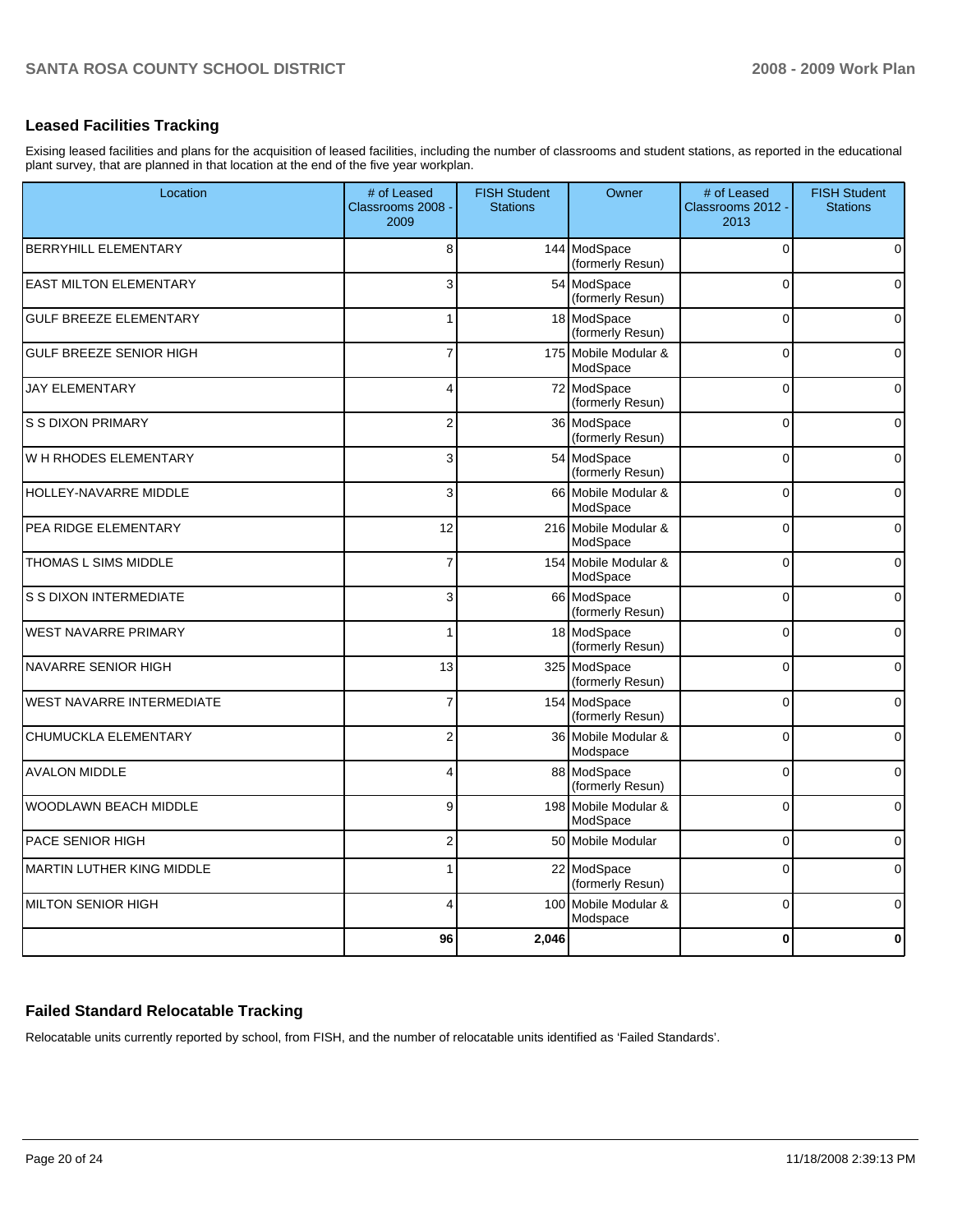## Leased Facilities Tracking

Exising leased facilities and plans for the acquisition of leased facilities, including the number of classrooms and student stations, as reported in the educational plant survey, that are planned in that location at the end of the five year workplan.

| Location | # of Leased Classrooms 2008 - 2009 | FISH Student Stations | Owner | # of Leased Classrooms 2012 - 2013 | FISH Student Stations |
|---|---|---|---|---|---|
| BERRYHILL ELEMENTARY | 8 | 144 | ModSpace (formerly Resun) | 0 | 0 |
| EAST MILTON ELEMENTARY | 3 | 54 | ModSpace (formerly Resun) | 0 | 0 |
| GULF BREEZE ELEMENTARY | 1 | 18 | ModSpace (formerly Resun) | 0 | 0 |
| GULF BREEZE SENIOR HIGH | 7 | 175 | Mobile Modular & ModSpace | 0 | 0 |
| JAY ELEMENTARY | 4 | 72 | ModSpace (formerly Resun) | 0 | 0 |
| S S DIXON PRIMARY | 2 | 36 | ModSpace (formerly Resun) | 0 | 0 |
| W H RHODES ELEMENTARY | 3 | 54 | ModSpace (formerly Resun) | 0 | 0 |
| HOLLEY-NAVARRE MIDDLE | 3 | 66 | Mobile Modular & ModSpace | 0 | 0 |
| PEA RIDGE ELEMENTARY | 12 | 216 | Mobile Modular & ModSpace | 0 | 0 |
| THOMAS L SIMS MIDDLE | 7 | 154 | Mobile Modular & ModSpace | 0 | 0 |
| S S DIXON INTERMEDIATE | 3 | 66 | ModSpace (formerly Resun) | 0 | 0 |
| WEST NAVARRE PRIMARY | 1 | 18 | ModSpace (formerly Resun) | 0 | 0 |
| NAVARRE SENIOR HIGH | 13 | 325 | ModSpace (formerly Resun) | 0 | 0 |
| WEST NAVARRE INTERMEDIATE | 7 | 154 | ModSpace (formerly Resun) | 0 | 0 |
| CHUMUCKLA ELEMENTARY | 2 | 36 | Mobile Modular & Modspace | 0 | 0 |
| AVALON MIDDLE | 4 | 88 | ModSpace (formerly Resun) | 0 | 0 |
| WOODLAWN BEACH MIDDLE | 9 | 198 | Mobile Modular & ModSpace | 0 | 0 |
| PACE SENIOR HIGH | 2 | 50 | Mobile Modular | 0 | 0 |
| MARTIN LUTHER KING MIDDLE | 1 | 22 | ModSpace (formerly Resun) | 0 | 0 |
| MILTON SENIOR HIGH | 4 | 100 | Mobile Modular & Modspace | 0 | 0 |
| | **96** | **2,046** | | **0** | **0** |

## Failed Standard Relocatable Tracking

Relocatable units currently reported by school, from FISH, and the number of relocatable units identified as 'Failed Standards'.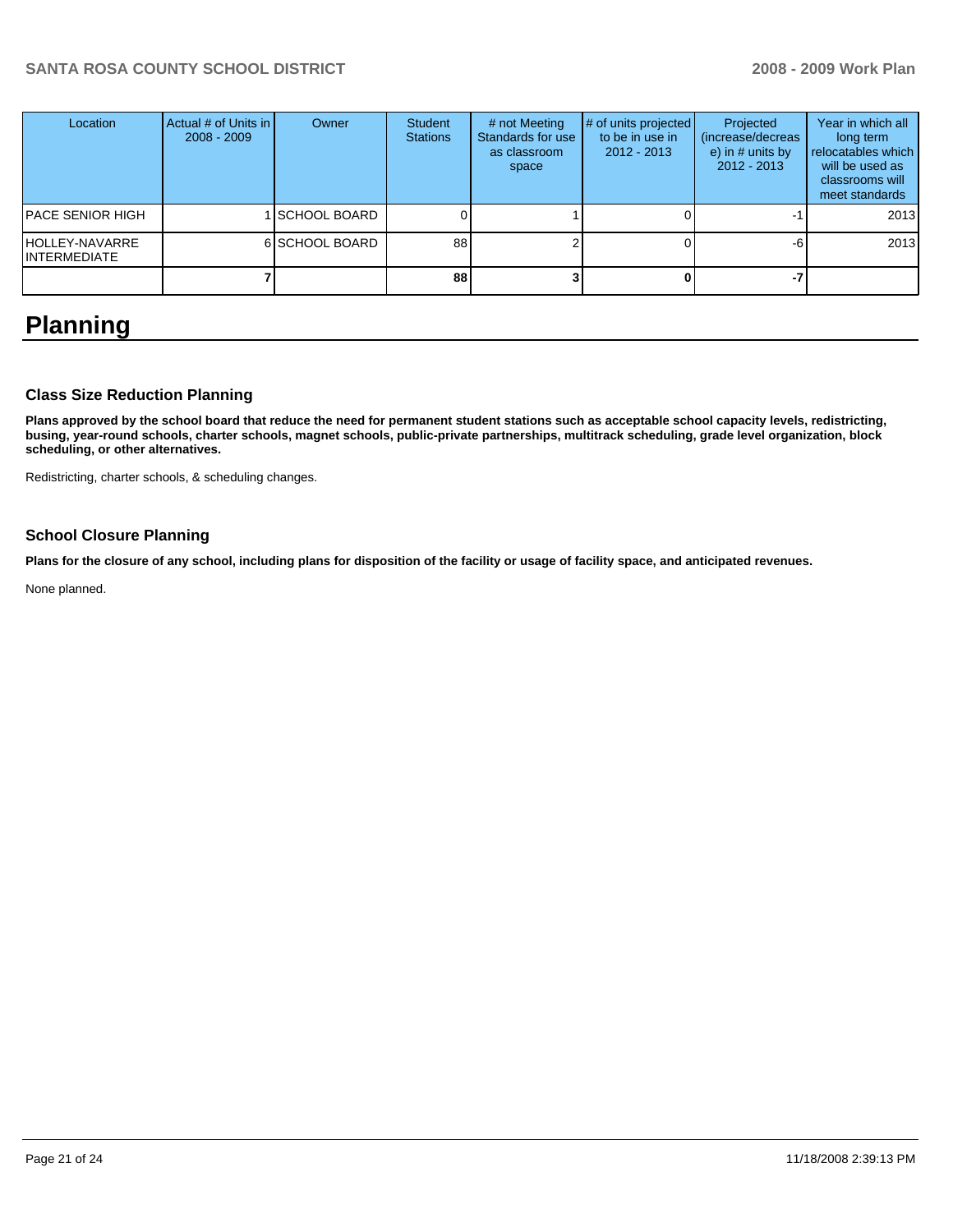| Location | Actual # of Units in 2008 - 2009 | Owner | Student Stations | # not Meeting Standards for use as classroom space | # of units projected to be in use in 2012 - 2013 | Projected (increase/decrease) in # units by 2012 - 2013 | Year in which all long term relocatables which will be used as classrooms will meet standards |
|---|---|---|---|---|---|---|---|
| PACE SENIOR HIGH | 1 | SCHOOL BOARD | 0 | 1 | 0 | -1 | 2013 |
| HOLLEY-NAVARRE INTERMEDIATE | 6 | SCHOOL BOARD | 88 | 2 | 0 | -6 | 2013 |
| | **7** | | **88** | **3** | **0** | **-7** | |

# Planning

### Class Size Reduction Planning

**Plans approved by the school board that reduce the need for permanent student stations such as acceptable school capacity levels, redistricting, busing, year-round schools, charter schools, magnet schools, public-private partnerships, multitrack scheduling, grade level organization, block scheduling, or other alternatives.**

Redistricting, charter schools, & scheduling changes.

### School Closure Planning

**Plans for the closure of any school, including plans for disposition of the facility or usage of facility space, and anticipated revenues.**

None planned.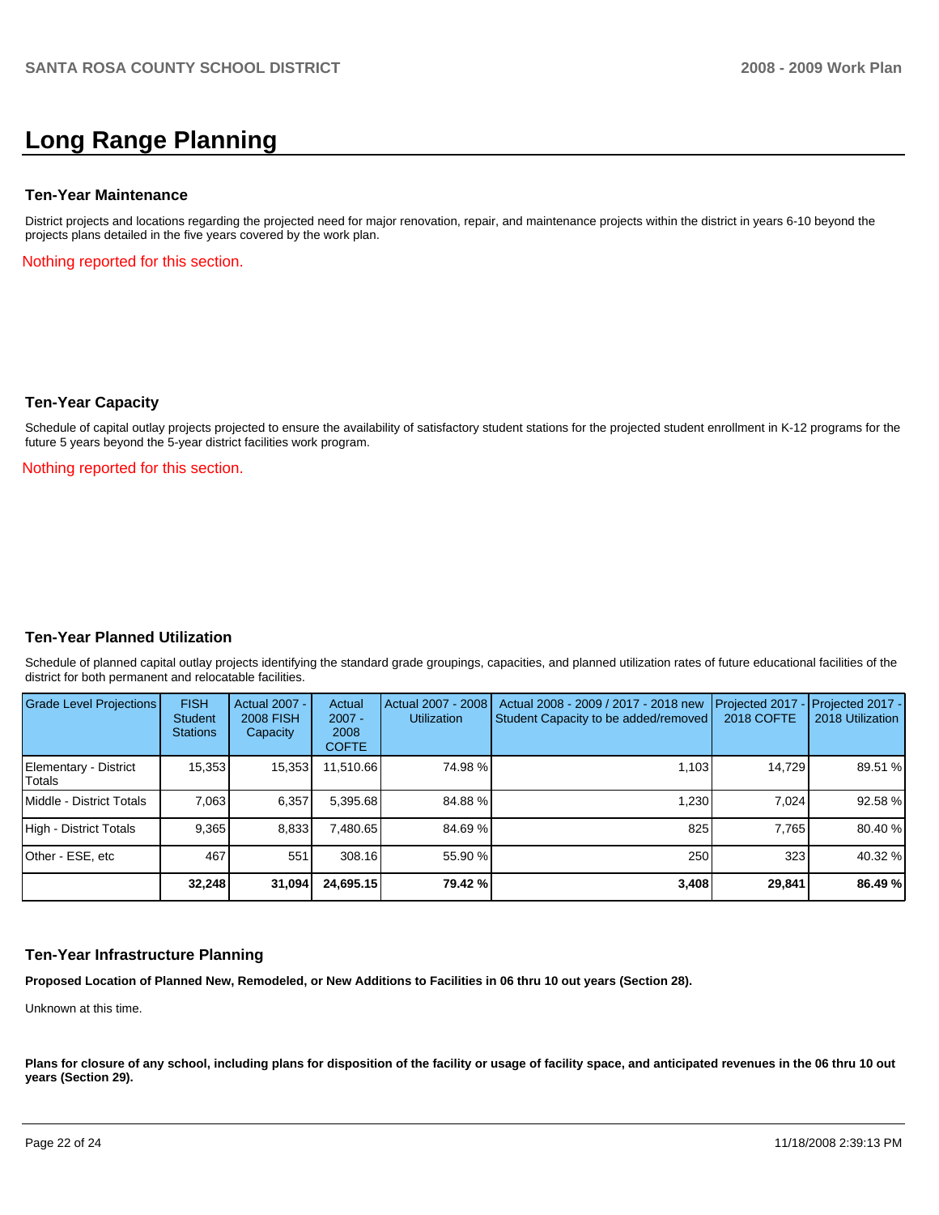# Long Range Planning

### Ten-Year Maintenance

District projects and locations regarding the projected need for major renovation, repair, and maintenance projects within the district in years 6-10 beyond the projects plans detailed in the five years covered by the work plan.

Nothing reported for this section.

### Ten-Year Capacity

Schedule of capital outlay projects projected to ensure the availability of satisfactory student stations for the projected student enrollment in K-12 programs for the future 5 years beyond the 5-year district facilities work program.

Nothing reported for this section.

### Ten-Year Planned Utilization

Schedule of planned capital outlay projects identifying the standard grade groupings, capacities, and planned utilization rates of future educational facilities of the district for both permanent and relocatable facilities.

| Grade Level Projections | FISH Student Stations | Actual 2007 - 2008 FISH Capacity | Actual 2007 - 2008 COFTE | Actual 2007 - 2008 Utilization | Actual 2008 - 2009 / 2017 - 2018 new Student Capacity to be added/removed | Projected 2017 - 2018 COFTE | Projected 2017 - 2018 Utilization |
|---|---|---|---|---|---|---|---|
| Elementary - District Totals | 15,353 | 15,353 | 11,510.66 | 74.98 % | 1,103 | 14,729 | 89.51 % |
| Middle - District Totals | 7,063 | 6,357 | 5,395.68 | 84.88 % | 1,230 | 7,024 | 92.58 % |
| High - District Totals | 9,365 | 8,833 | 7,480.65 | 84.69 % | 825 | 7,765 | 80.40 % |
| Other - ESE, etc | 467 | 551 | 308.16 | 55.90 % | 250 | 323 | 40.32 % |
| | **32,248** | **31,094** | **24,695.15** | **79.42 %** | **3,408** | **29,841** | **86.49 %** |

### Ten-Year Infrastructure Planning

**Proposed Location of Planned New, Remodeled, or New Additions to Facilities in 06 thru 10 out years (Section 28).**

Unknown at this time.

**Plans for closure of any school, including plans for disposition of the facility or usage of facility space, and anticipated revenues in the 06 thru 10 out years (Section 29).**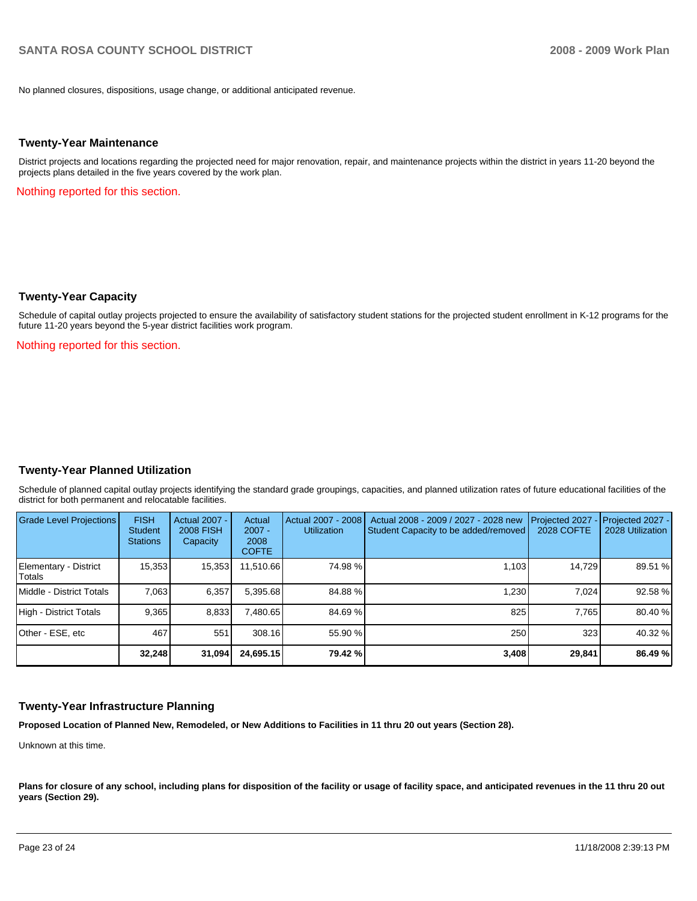No planned closures, dispositions, usage change, or additional anticipated revenue.

### Twenty-Year Maintenance

District projects and locations regarding the projected need for major renovation, repair, and maintenance projects within the district in years 11-20 beyond the projects plans detailed in the five years covered by the work plan.

Nothing reported for this section.

### Twenty-Year Capacity

Schedule of capital outlay projects projected to ensure the availability of satisfactory student stations for the projected student enrollment in K-12 programs for the future 11-20 years beyond the 5-year district facilities work program.

Nothing reported for this section.

### Twenty-Year Planned Utilization

Schedule of planned capital outlay projects identifying the standard grade groupings, capacities, and planned utilization rates of future educational facilities of the district for both permanent and relocatable facilities.

| Grade Level Projections | FISH Student Stations | Actual 2007 - 2008 FISH Capacity | Actual 2007 - 2008 COFTE | Actual 2007 - 2008 Utilization | Actual 2008 - 2009 / 2027 - 2028 new Student Capacity to be added/removed | Projected 2027 - 2028 COFTE | Projected 2027 - 2028 Utilization |
|---|---|---|---|---|---|---|---|
| Elementary - District Totals | 15,353 | 15,353 | 11,510.66 | 74.98 % | 1,103 | 14,729 | 89.51 % |
| Middle - District Totals | 7,063 | 6,357 | 5,395.68 | 84.88 % | 1,230 | 7,024 | 92.58 % |
| High - District Totals | 9,365 | 8,833 | 7,480.65 | 84.69 % | 825 | 7,765 | 80.40 % |
| Other - ESE, etc | 467 | 551 | 308.16 | 55.90 % | 250 | 323 | 40.32 % |
| | **32,248** | **31,094** | **24,695.15** | **79.42 %** | **3,408** | **29,841** | **86.49 %** |

### Twenty-Year Infrastructure Planning

**Proposed Location of Planned New, Remodeled, or New Additions to Facilities in 11 thru 20 out years (Section 28).**

Unknown at this time.

**Plans for closure of any school, including plans for disposition of the facility or usage of facility space, and anticipated revenues in the 11 thru 20 out years (Section 29).**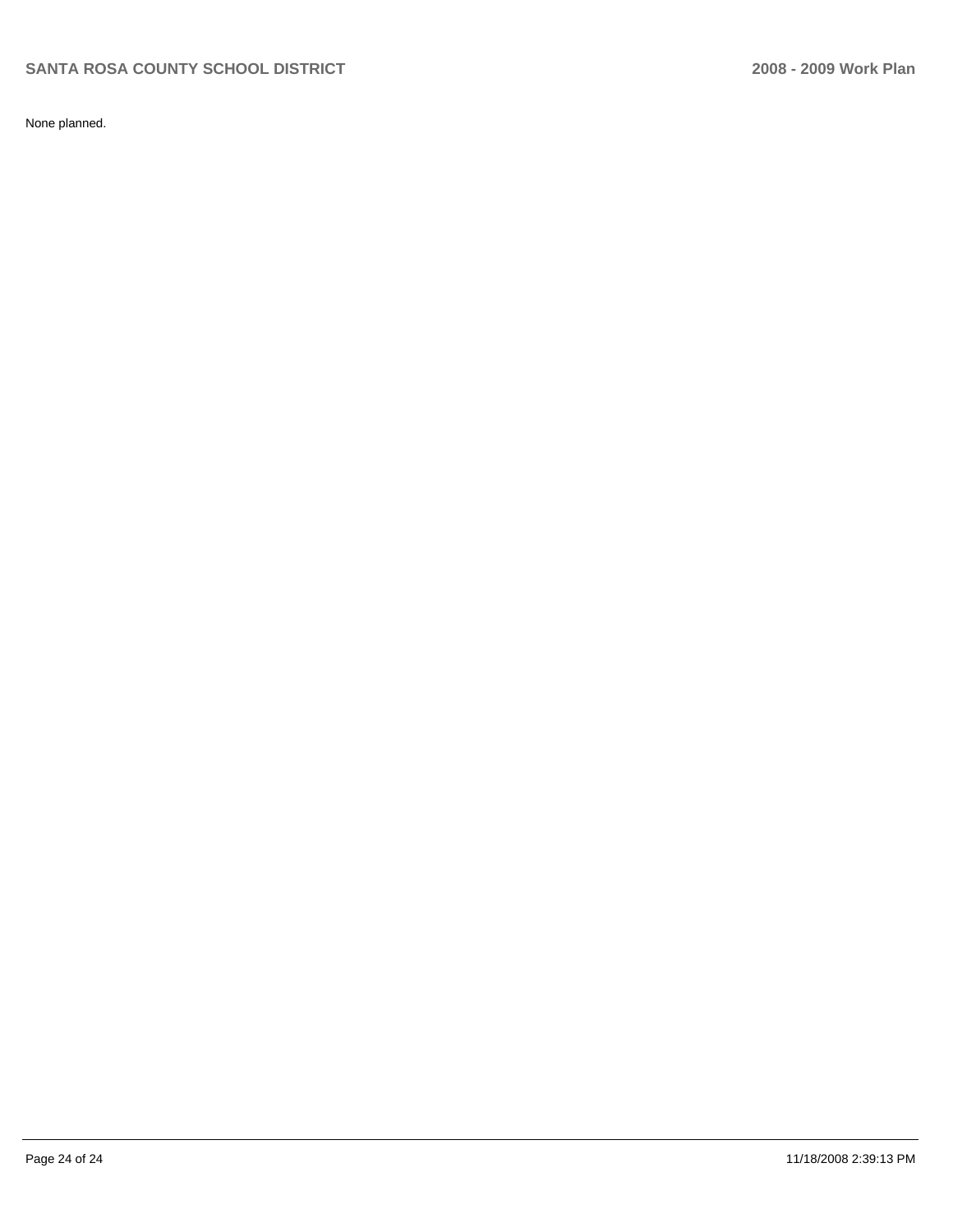None planned.